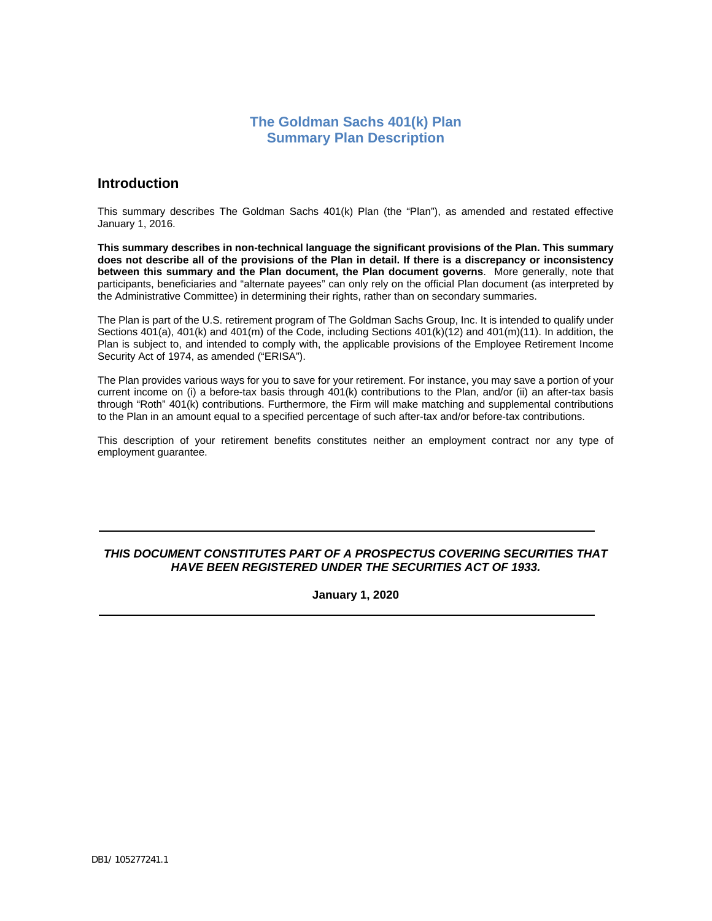# The Goldman Sachs 401(k) Plan
# Summary Plan Description

## Introduction

This summary describes The Goldman Sachs 401(k) Plan (the "Plan"), as amended and restated effective January 1, 2016.

**This summary describes in non-technical language the significant provisions of the Plan. This summary does not describe all of the provisions of the Plan in detail. If there is a discrepancy or inconsistency between this summary and the Plan document, the Plan document governs**. More generally, note that participants, beneficiaries and "alternate payees" can only rely on the official Plan document (as interpreted by the Administrative Committee) in determining their rights, rather than on secondary summaries.

The Plan is part of the U.S. retirement program of The Goldman Sachs Group, Inc. It is intended to qualify under Sections 401(a), 401(k) and 401(m) of the Code, including Sections 401(k)(12) and 401(m)(11). In addition, the Plan is subject to, and intended to comply with, the applicable provisions of the Employee Retirement Income Security Act of 1974, as amended ("ERISA").

The Plan provides various ways for you to save for your retirement. For instance, you may save a portion of your current income on (i) a before-tax basis through 401(k) contributions to the Plan, and/or (ii) an after-tax basis through "Roth" 401(k) contributions. Furthermore, the Firm will make matching and supplemental contributions to the Plan in an amount equal to a specified percentage of such after-tax and/or before-tax contributions.

This description of your retirement benefits constitutes neither an employment contract nor any type of employment guarantee.

---

***THIS DOCUMENT CONSTITUTES PART OF A PROSPECTUS COVERING SECURITIES THAT HAVE BEEN REGISTERED UNDER THE SECURITIES ACT OF 1933.***

**January 1, 2020**

---

DB1/ 105277241.1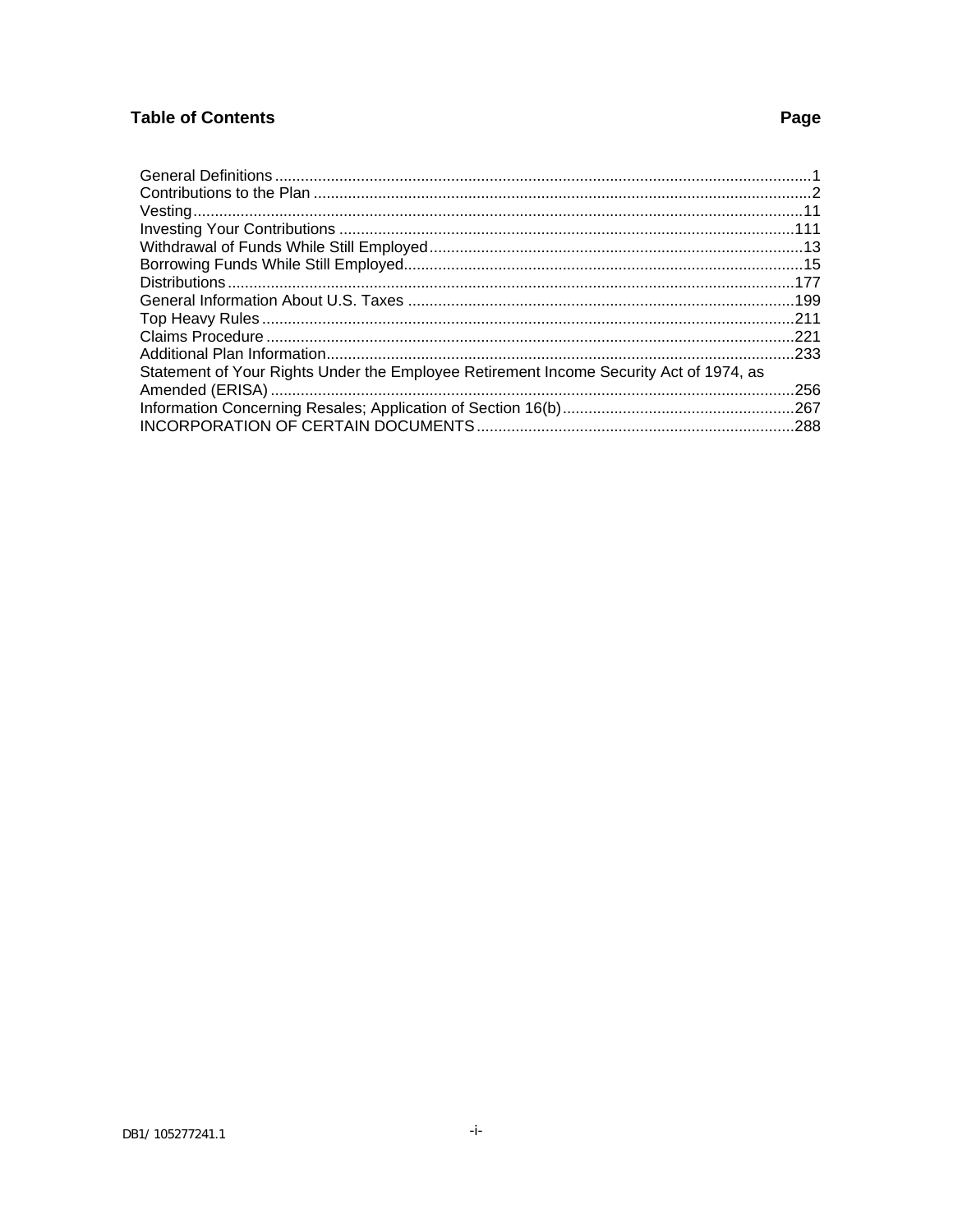## Table of Contents

| | Page |
|---|---|
| General Definitions | 1 |
| Contributions to the Plan | 2 |
| Vesting | 11 |
| Investing Your Contributions | 111 |
| Withdrawal of Funds While Still Employed | 13 |
| Borrowing Funds While Still Employed | 15 |
| Distributions | 177 |
| General Information About U.S. Taxes | 199 |
| Top Heavy Rules | 211 |
| Claims Procedure | 221 |
| Additional Plan Information | 233 |
| Statement of Your Rights Under the Employee Retirement Income Security Act of 1974, as Amended (ERISA) | 256 |
| Information Concerning Resales; Application of Section 16(b) | 267 |
| INCORPORATION OF CERTAIN DOCUMENTS | 288 |

DB1/ 105277241.1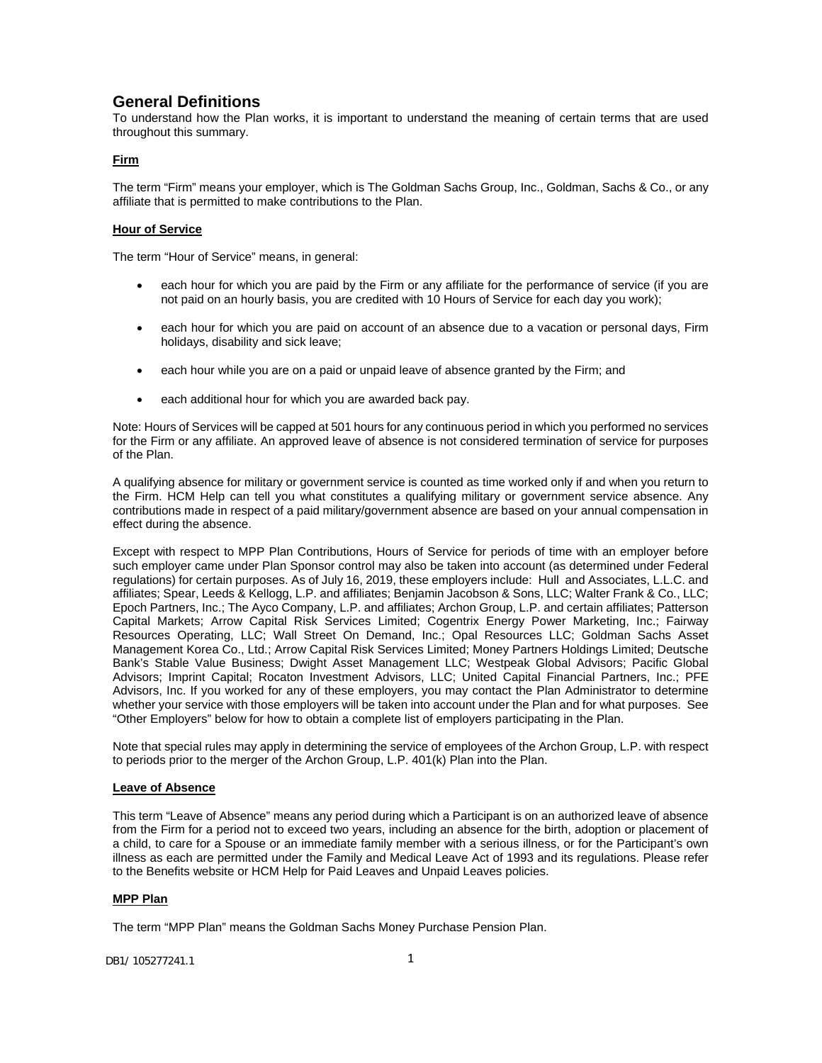## General Definitions

To understand how the Plan works, it is important to understand the meaning of certain terms that are used throughout this summary.

**Firm**

The term "Firm" means your employer, which is The Goldman Sachs Group, Inc., Goldman, Sachs & Co., or any affiliate that is permitted to make contributions to the Plan.

**Hour of Service**

The term "Hour of Service" means, in general:

- each hour for which you are paid by the Firm or any affiliate for the performance of service (if you are not paid on an hourly basis, you are credited with 10 Hours of Service for each day you work);
- each hour for which you are paid on account of an absence due to a vacation or personal days, Firm holidays, disability and sick leave;
- each hour while you are on a paid or unpaid leave of absence granted by the Firm; and
- each additional hour for which you are awarded back pay.

Note: Hours of Services will be capped at 501 hours for any continuous period in which you performed no services for the Firm or any affiliate. An approved leave of absence is not considered termination of service for purposes of the Plan.

A qualifying absence for military or government service is counted as time worked only if and when you return to the Firm. HCM Help can tell you what constitutes a qualifying military or government service absence. Any contributions made in respect of a paid military/government absence are based on your annual compensation in effect during the absence.

Except with respect to MPP Plan Contributions, Hours of Service for periods of time with an employer before such employer came under Plan Sponsor control may also be taken into account (as determined under Federal regulations) for certain purposes. As of July 16, 2019, these employers include: Hull and Associates, L.L.C. and affiliates; Spear, Leeds & Kellogg, L.P. and affiliates; Benjamin Jacobson & Sons, LLC; Walter Frank & Co., LLC; Epoch Partners, Inc.; The Ayco Company, L.P. and affiliates; Archon Group, L.P. and certain affiliates; Patterson Capital Markets; Arrow Capital Risk Services Limited; Cogentrix Energy Power Marketing, Inc.; Fairway Resources Operating, LLC; Wall Street On Demand, Inc.; Opal Resources LLC; Goldman Sachs Asset Management Korea Co., Ltd.; Arrow Capital Risk Services Limited; Money Partners Holdings Limited; Deutsche Bank's Stable Value Business; Dwight Asset Management LLC; Westpeak Global Advisors; Pacific Global Advisors; Imprint Capital; Rocaton Investment Advisors, LLC; United Capital Financial Partners, Inc.; PFE Advisors, Inc. If you worked for any of these employers, you may contact the Plan Administrator to determine whether your service with those employers will be taken into account under the Plan and for what purposes. See "Other Employers" below for how to obtain a complete list of employers participating in the Plan.

Note that special rules may apply in determining the service of employees of the Archon Group, L.P. with respect to periods prior to the merger of the Archon Group, L.P. 401(k) Plan into the Plan.

**Leave of Absence**

This term "Leave of Absence" means any period during which a Participant is on an authorized leave of absence from the Firm for a period not to exceed two years, including an absence for the birth, adoption or placement of a child, to care for a Spouse or an immediate family member with a serious illness, or for the Participant's own illness as each are permitted under the Family and Medical Leave Act of 1993 and its regulations. Please refer to the Benefits website or HCM Help for Paid Leaves and Unpaid Leaves policies.

**MPP Plan**

The term "MPP Plan" means the Goldman Sachs Money Purchase Pension Plan.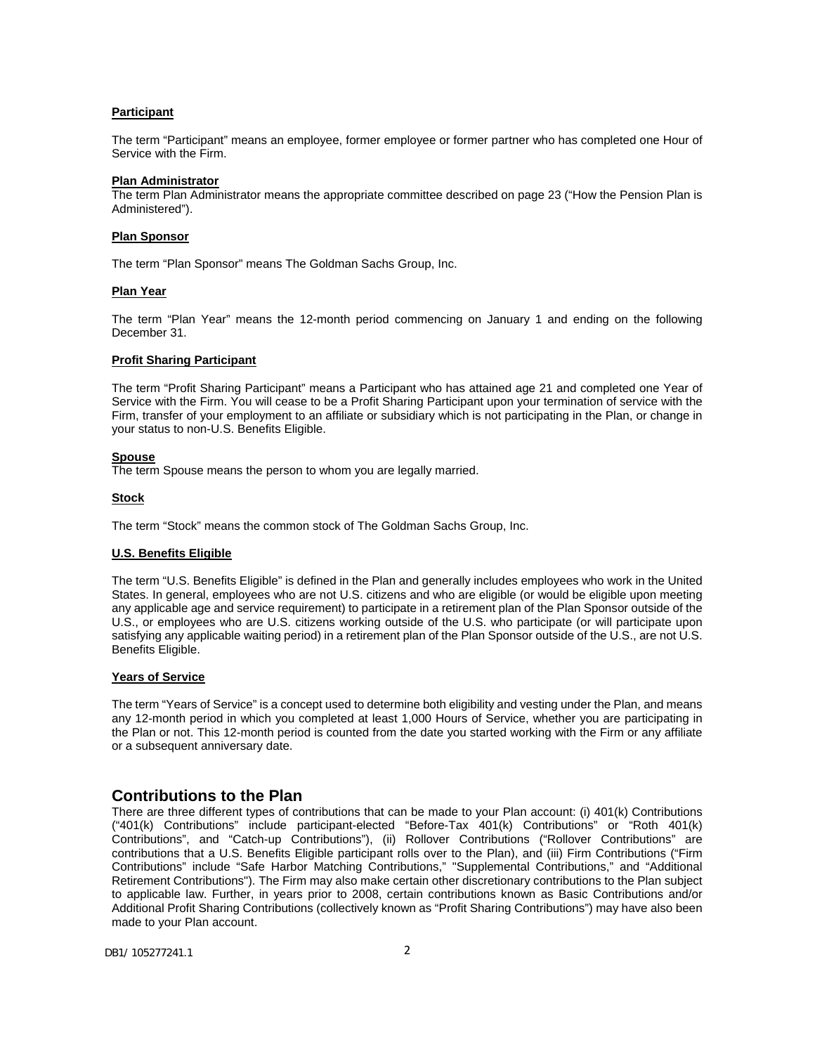**Participant**

The term "Participant" means an employee, former employee or former partner who has completed one Hour of Service with the Firm.

**Plan Administrator**

The term Plan Administrator means the appropriate committee described on page 23 ("How the Pension Plan is Administered").

**Plan Sponsor**

The term "Plan Sponsor" means The Goldman Sachs Group, Inc.

**Plan Year**

The term "Plan Year" means the 12-month period commencing on January 1 and ending on the following December 31.

**Profit Sharing Participant**

The term "Profit Sharing Participant" means a Participant who has attained age 21 and completed one Year of Service with the Firm. You will cease to be a Profit Sharing Participant upon your termination of service with the Firm, transfer of your employment to an affiliate or subsidiary which is not participating in the Plan, or change in your status to non-U.S. Benefits Eligible.

**Spouse**

The term Spouse means the person to whom you are legally married.

**Stock**

The term "Stock" means the common stock of The Goldman Sachs Group, Inc.

**U.S. Benefits Eligible**

The term "U.S. Benefits Eligible" is defined in the Plan and generally includes employees who work in the United States. In general, employees who are not U.S. citizens and who are eligible (or would be eligible upon meeting any applicable age and service requirement) to participate in a retirement plan of the Plan Sponsor outside of the U.S., or employees who are U.S. citizens working outside of the U.S. who participate (or will participate upon satisfying any applicable waiting period) in a retirement plan of the Plan Sponsor outside of the U.S., are not U.S. Benefits Eligible.

**Years of Service**

The term "Years of Service" is a concept used to determine both eligibility and vesting under the Plan, and means any 12-month period in which you completed at least 1,000 Hours of Service, whether you are participating in the Plan or not. This 12-month period is counted from the date you started working with the Firm or any affiliate or a subsequent anniversary date.

## Contributions to the Plan

There are three different types of contributions that can be made to your Plan account: (i) 401(k) Contributions ("401(k) Contributions" include participant-elected "Before-Tax 401(k) Contributions" or "Roth 401(k) Contributions", and "Catch-up Contributions"), (ii) Rollover Contributions ("Rollover Contributions" are contributions that a U.S. Benefits Eligible participant rolls over to the Plan), and (iii) Firm Contributions ("Firm Contributions" include "Safe Harbor Matching Contributions," "Supplemental Contributions," and "Additional Retirement Contributions"). The Firm may also make certain other discretionary contributions to the Plan subject to applicable law. Further, in years prior to 2008, certain contributions known as Basic Contributions and/or Additional Profit Sharing Contributions (collectively known as "Profit Sharing Contributions") may have also been made to your Plan account.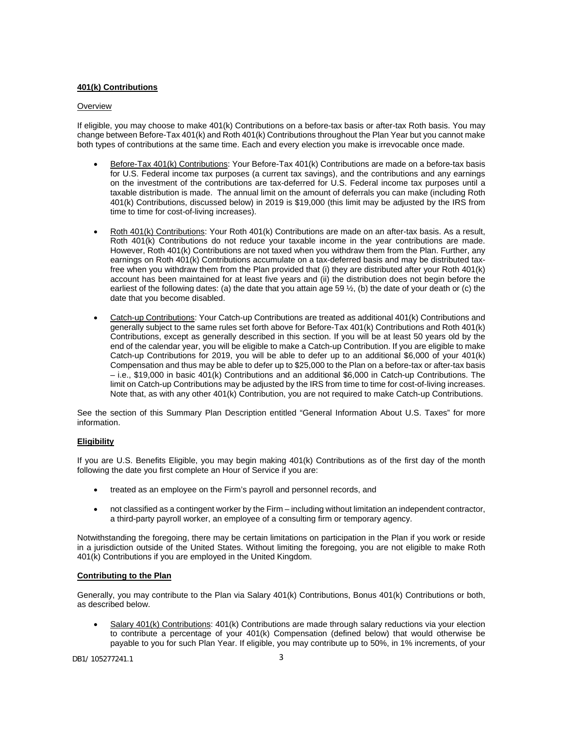**401(k) Contributions**

Overview

If eligible, you may choose to make 401(k) Contributions on a before-tax basis or after-tax Roth basis. You may change between Before-Tax 401(k) and Roth 401(k) Contributions throughout the Plan Year but you cannot make both types of contributions at the same time. Each and every election you make is irrevocable once made.

- Before-Tax 401(k) Contributions: Your Before-Tax 401(k) Contributions are made on a before-tax basis for U.S. Federal income tax purposes (a current tax savings), and the contributions and any earnings on the investment of the contributions are tax-deferred for U.S. Federal income tax purposes until a taxable distribution is made. The annual limit on the amount of deferrals you can make (including Roth 401(k) Contributions, discussed below) in 2019 is $19,000 (this limit may be adjusted by the IRS from time to time for cost-of-living increases).

- Roth 401(k) Contributions: Your Roth 401(k) Contributions are made on an after-tax basis. As a result, Roth 401(k) Contributions do not reduce your taxable income in the year contributions are made. However, Roth 401(k) Contributions are not taxed when you withdraw them from the Plan. Further, any earnings on Roth 401(k) Contributions accumulate on a tax-deferred basis and may be distributed tax-free when you withdraw them from the Plan provided that (i) they are distributed after your Roth 401(k) account has been maintained for at least five years and (ii) the distribution does not begin before the earliest of the following dates: (a) the date that you attain age 59 ½, (b) the date of your death or (c) the date that you become disabled.

- Catch-up Contributions: Your Catch-up Contributions are treated as additional 401(k) Contributions and generally subject to the same rules set forth above for Before-Tax 401(k) Contributions and Roth 401(k) Contributions, except as generally described in this section. If you will be at least 50 years old by the end of the calendar year, you will be eligible to make a Catch-up Contribution. If you are eligible to make Catch-up Contributions for 2019, you will be able to defer up to an additional $6,000 of your 401(k) Compensation and thus may be able to defer up to $25,000 to the Plan on a before-tax or after-tax basis – i.e., $19,000 in basic 401(k) Contributions and an additional $6,000 in Catch-up Contributions. The limit on Catch-up Contributions may be adjusted by the IRS from time to time for cost-of-living increases. Note that, as with any other 401(k) Contribution, you are not required to make Catch-up Contributions.

See the section of this Summary Plan Description entitled "General Information About U.S. Taxes" for more information.

**Eligibility**

If you are U.S. Benefits Eligible, you may begin making 401(k) Contributions as of the first day of the month following the date you first complete an Hour of Service if you are:

- treated as an employee on the Firm's payroll and personnel records, and

- not classified as a contingent worker by the Firm – including without limitation an independent contractor, a third-party payroll worker, an employee of a consulting firm or temporary agency.

Notwithstanding the foregoing, there may be certain limitations on participation in the Plan if you work or reside in a jurisdiction outside of the United States. Without limiting the foregoing, you are not eligible to make Roth 401(k) Contributions if you are employed in the United Kingdom.

**Contributing to the Plan**

Generally, you may contribute to the Plan via Salary 401(k) Contributions, Bonus 401(k) Contributions or both, as described below.

- Salary 401(k) Contributions: 401(k) Contributions are made through salary reductions via your election to contribute a percentage of your 401(k) Compensation (defined below) that would otherwise be payable to you for such Plan Year. If eligible, you may contribute up to 50%, in 1% increments, of your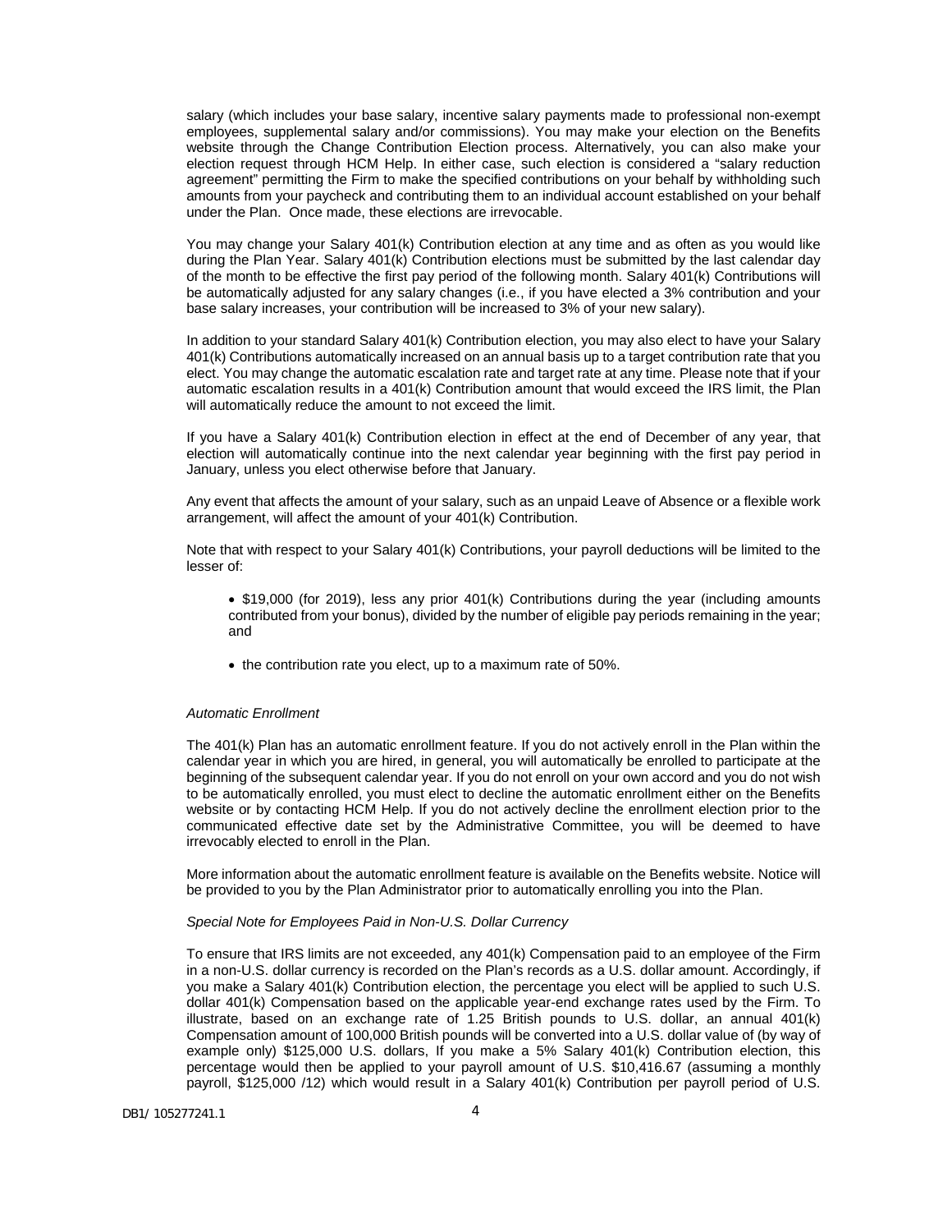salary (which includes your base salary, incentive salary payments made to professional non-exempt employees, supplemental salary and/or commissions). You may make your election on the Benefits website through the Change Contribution Election process. Alternatively, you can also make your election request through HCM Help. In either case, such election is considered a "salary reduction agreement" permitting the Firm to make the specified contributions on your behalf by withholding such amounts from your paycheck and contributing them to an individual account established on your behalf under the Plan. Once made, these elections are irrevocable.

You may change your Salary 401(k) Contribution election at any time and as often as you would like during the Plan Year. Salary 401(k) Contribution elections must be submitted by the last calendar day of the month to be effective the first pay period of the following month. Salary 401(k) Contributions will be automatically adjusted for any salary changes (i.e., if you have elected a 3% contribution and your base salary increases, your contribution will be increased to 3% of your new salary).

In addition to your standard Salary 401(k) Contribution election, you may also elect to have your Salary 401(k) Contributions automatically increased on an annual basis up to a target contribution rate that you elect. You may change the automatic escalation rate and target rate at any time. Please note that if your automatic escalation results in a 401(k) Contribution amount that would exceed the IRS limit, the Plan will automatically reduce the amount to not exceed the limit.

If you have a Salary 401(k) Contribution election in effect at the end of December of any year, that election will automatically continue into the next calendar year beginning with the first pay period in January, unless you elect otherwise before that January.

Any event that affects the amount of your salary, such as an unpaid Leave of Absence or a flexible work arrangement, will affect the amount of your 401(k) Contribution.

Note that with respect to your Salary 401(k) Contributions, your payroll deductions will be limited to the lesser of:

- $19,000 (for 2019), less any prior 401(k) Contributions during the year (including amounts contributed from your bonus), divided by the number of eligible pay periods remaining in the year; and
- the contribution rate you elect, up to a maximum rate of 50%.

*Automatic Enrollment*

The 401(k) Plan has an automatic enrollment feature. If you do not actively enroll in the Plan within the calendar year in which you are hired, in general, you will automatically be enrolled to participate at the beginning of the subsequent calendar year. If you do not enroll on your own accord and you do not wish to be automatically enrolled, you must elect to decline the automatic enrollment either on the Benefits website or by contacting HCM Help. If you do not actively decline the enrollment election prior to the communicated effective date set by the Administrative Committee, you will be deemed to have irrevocably elected to enroll in the Plan.

More information about the automatic enrollment feature is available on the Benefits website. Notice will be provided to you by the Plan Administrator prior to automatically enrolling you into the Plan.

*Special Note for Employees Paid in Non-U.S. Dollar Currency*

To ensure that IRS limits are not exceeded, any 401(k) Compensation paid to an employee of the Firm in a non-U.S. dollar currency is recorded on the Plan's records as a U.S. dollar amount. Accordingly, if you make a Salary 401(k) Contribution election, the percentage you elect will be applied to such U.S. dollar 401(k) Compensation based on the applicable year-end exchange rates used by the Firm. To illustrate, based on an exchange rate of 1.25 British pounds to U.S. dollar, an annual 401(k) Compensation amount of 100,000 British pounds will be converted into a U.S. dollar value of (by way of example only) $125,000 U.S. dollars, If you make a 5% Salary 401(k) Contribution election, this percentage would then be applied to your payroll amount of U.S. $10,416.67 (assuming a monthly payroll, $125,000 /12) which would result in a Salary 401(k) Contribution per payroll period of U.S.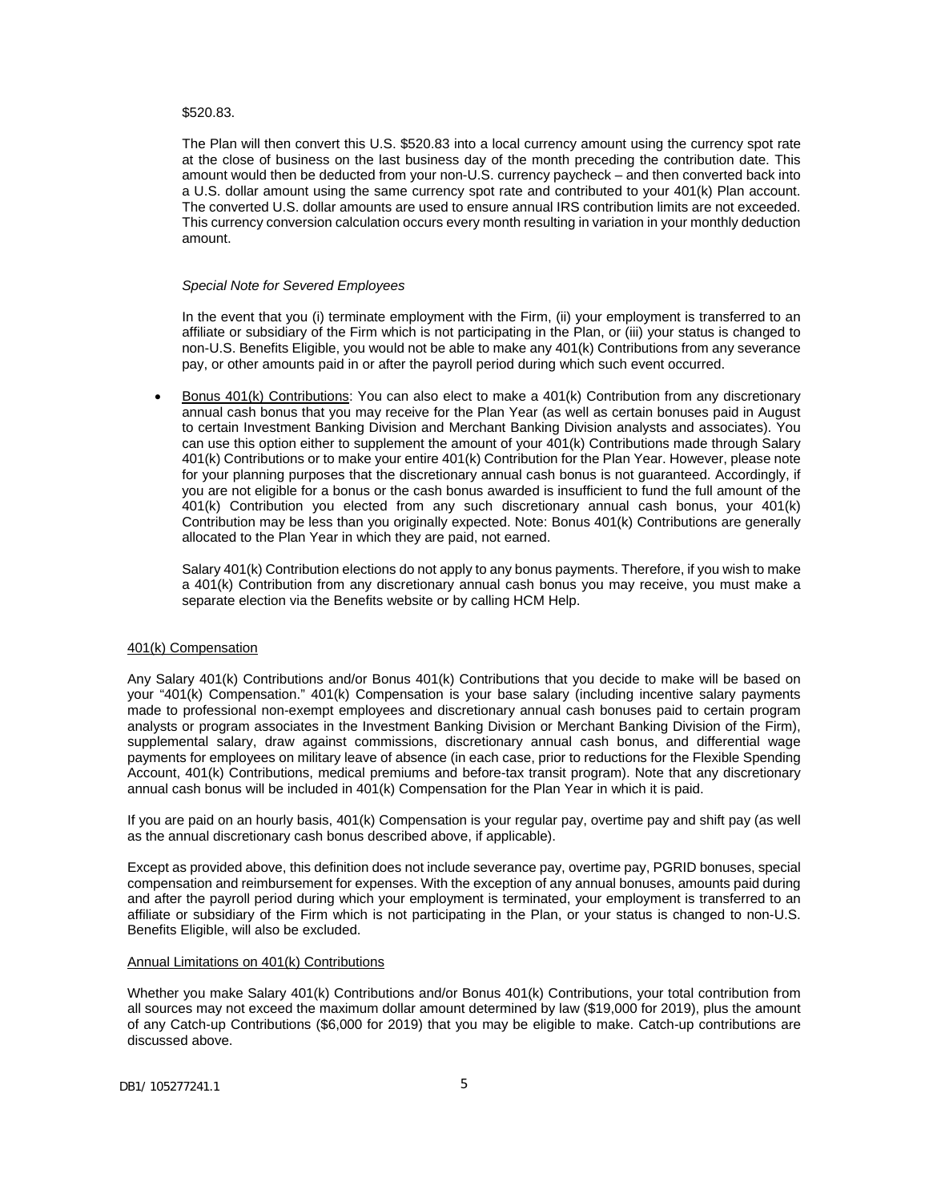$520.83.

The Plan will then convert this U.S. $520.83 into a local currency amount using the currency spot rate at the close of business on the last business day of the month preceding the contribution date. This amount would then be deducted from your non-U.S. currency paycheck – and then converted back into a U.S. dollar amount using the same currency spot rate and contributed to your 401(k) Plan account. The converted U.S. dollar amounts are used to ensure annual IRS contribution limits are not exceeded. This currency conversion calculation occurs every month resulting in variation in your monthly deduction amount.

*Special Note for Severed Employees*

In the event that you (i) terminate employment with the Firm, (ii) your employment is transferred to an affiliate or subsidiary of the Firm which is not participating in the Plan, or (iii) your status is changed to non-U.S. Benefits Eligible, you would not be able to make any 401(k) Contributions from any severance pay, or other amounts paid in or after the payroll period during which such event occurred.

- Bonus 401(k) Contributions: You can also elect to make a 401(k) Contribution from any discretionary annual cash bonus that you may receive for the Plan Year (as well as certain bonuses paid in August to certain Investment Banking Division and Merchant Banking Division analysts and associates). You can use this option either to supplement the amount of your 401(k) Contributions made through Salary 401(k) Contributions or to make your entire 401(k) Contribution for the Plan Year. However, please note for your planning purposes that the discretionary annual cash bonus is not guaranteed. Accordingly, if you are not eligible for a bonus or the cash bonus awarded is insufficient to fund the full amount of the 401(k) Contribution you elected from any such discretionary annual cash bonus, your 401(k) Contribution may be less than you originally expected. Note: Bonus 401(k) Contributions are generally allocated to the Plan Year in which they are paid, not earned.

  Salary 401(k) Contribution elections do not apply to any bonus payments. Therefore, if you wish to make a 401(k) Contribution from any discretionary annual cash bonus you may receive, you must make a separate election via the Benefits website or by calling HCM Help.

401(k) Compensation

Any Salary 401(k) Contributions and/or Bonus 401(k) Contributions that you decide to make will be based on your "401(k) Compensation." 401(k) Compensation is your base salary (including incentive salary payments made to professional non-exempt employees and discretionary annual cash bonuses paid to certain program analysts or program associates in the Investment Banking Division or Merchant Banking Division of the Firm), supplemental salary, draw against commissions, discretionary annual cash bonus, and differential wage payments for employees on military leave of absence (in each case, prior to reductions for the Flexible Spending Account, 401(k) Contributions, medical premiums and before-tax transit program). Note that any discretionary annual cash bonus will be included in 401(k) Compensation for the Plan Year in which it is paid.

If you are paid on an hourly basis, 401(k) Compensation is your regular pay, overtime pay and shift pay (as well as the annual discretionary cash bonus described above, if applicable).

Except as provided above, this definition does not include severance pay, overtime pay, PGRID bonuses, special compensation and reimbursement for expenses. With the exception of any annual bonuses, amounts paid during and after the payroll period during which your employment is terminated, your employment is transferred to an affiliate or subsidiary of the Firm which is not participating in the Plan, or your status is changed to non-U.S. Benefits Eligible, will also be excluded.

Annual Limitations on 401(k) Contributions

Whether you make Salary 401(k) Contributions and/or Bonus 401(k) Contributions, your total contribution from all sources may not exceed the maximum dollar amount determined by law ($19,000 for 2019), plus the amount of any Catch-up Contributions ($6,000 for 2019) that you may be eligible to make. Catch-up contributions are discussed above.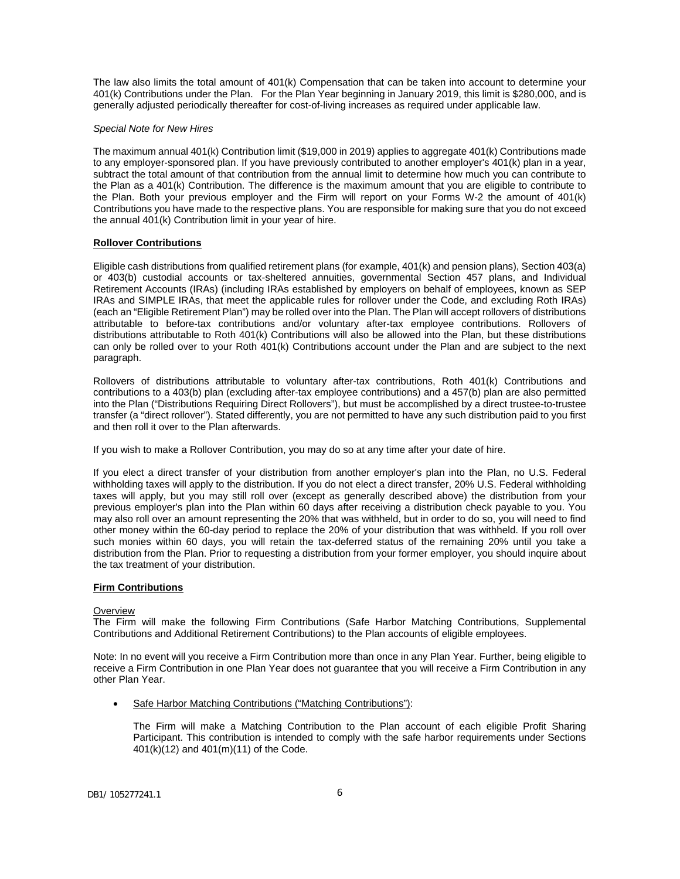The law also limits the total amount of 401(k) Compensation that can be taken into account to determine your 401(k) Contributions under the Plan. For the Plan Year beginning in January 2019, this limit is $280,000, and is generally adjusted periodically thereafter for cost-of-living increases as required under applicable law.

*Special Note for New Hires*

The maximum annual 401(k) Contribution limit ($19,000 in 2019) applies to aggregate 401(k) Contributions made to any employer-sponsored plan. If you have previously contributed to another employer's 401(k) plan in a year, subtract the total amount of that contribution from the annual limit to determine how much you can contribute to the Plan as a 401(k) Contribution. The difference is the maximum amount that you are eligible to contribute to the Plan. Both your previous employer and the Firm will report on your Forms W-2 the amount of 401(k) Contributions you have made to the respective plans. You are responsible for making sure that you do not exceed the annual 401(k) Contribution limit in your year of hire.

**<u>Rollover Contributions</u>**

Eligible cash distributions from qualified retirement plans (for example, 401(k) and pension plans), Section 403(a) or 403(b) custodial accounts or tax-sheltered annuities, governmental Section 457 plans, and Individual Retirement Accounts (IRAs) (including IRAs established by employers on behalf of employees, known as SEP IRAs and SIMPLE IRAs, that meet the applicable rules for rollover under the Code, and excluding Roth IRAs) (each an "Eligible Retirement Plan") may be rolled over into the Plan. The Plan will accept rollovers of distributions attributable to before-tax contributions and/or voluntary after-tax employee contributions. Rollovers of distributions attributable to Roth 401(k) Contributions will also be allowed into the Plan, but these distributions can only be rolled over to your Roth 401(k) Contributions account under the Plan and are subject to the next paragraph.

Rollovers of distributions attributable to voluntary after-tax contributions, Roth 401(k) Contributions and contributions to a 403(b) plan (excluding after-tax employee contributions) and a 457(b) plan are also permitted into the Plan ("Distributions Requiring Direct Rollovers"), but must be accomplished by a direct trustee-to-trustee transfer (a "direct rollover"). Stated differently, you are not permitted to have any such distribution paid to you first and then roll it over to the Plan afterwards.

If you wish to make a Rollover Contribution, you may do so at any time after your date of hire.

If you elect a direct transfer of your distribution from another employer's plan into the Plan, no U.S. Federal withholding taxes will apply to the distribution. If you do not elect a direct transfer, 20% U.S. Federal withholding taxes will apply, but you may still roll over (except as generally described above) the distribution from your previous employer's plan into the Plan within 60 days after receiving a distribution check payable to you. You may also roll over an amount representing the 20% that was withheld, but in order to do so, you will need to find other money within the 60-day period to replace the 20% of your distribution that was withheld. If you roll over such monies within 60 days, you will retain the tax-deferred status of the remaining 20% until you take a distribution from the Plan. Prior to requesting a distribution from your former employer, you should inquire about the tax treatment of your distribution.

**<u>Firm Contributions</u>**

<u>Overview</u>
The Firm will make the following Firm Contributions (Safe Harbor Matching Contributions, Supplemental Contributions and Additional Retirement Contributions) to the Plan accounts of eligible employees.

Note: In no event will you receive a Firm Contribution more than once in any Plan Year. Further, being eligible to receive a Firm Contribution in one Plan Year does not guarantee that you will receive a Firm Contribution in any other Plan Year.

- <u>Safe Harbor Matching Contributions ("Matching Contributions")</u>:

  The Firm will make a Matching Contribution to the Plan account of each eligible Profit Sharing Participant. This contribution is intended to comply with the safe harbor requirements under Sections 401(k)(12) and 401(m)(11) of the Code.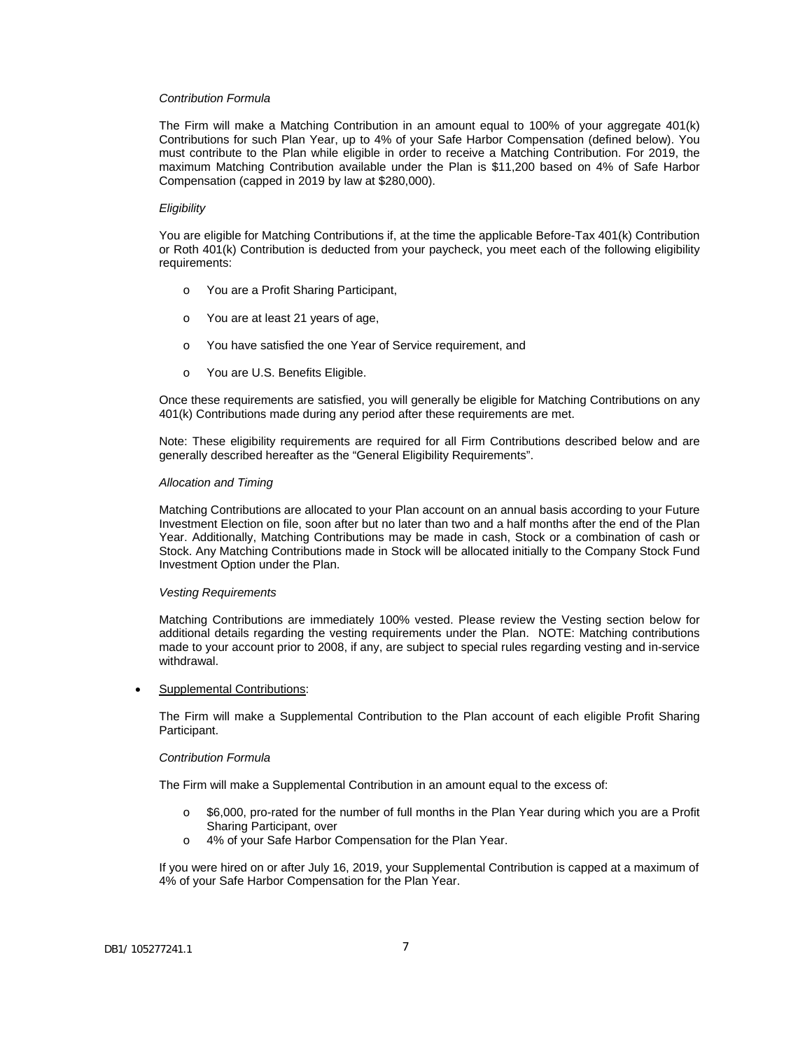*Contribution Formula*

The Firm will make a Matching Contribution in an amount equal to 100% of your aggregate 401(k) Contributions for such Plan Year, up to 4% of your Safe Harbor Compensation (defined below). You must contribute to the Plan while eligible in order to receive a Matching Contribution. For 2019, the maximum Matching Contribution available under the Plan is $11,200 based on 4% of Safe Harbor Compensation (capped in 2019 by law at $280,000).

*Eligibility*

You are eligible for Matching Contributions if, at the time the applicable Before-Tax 401(k) Contribution or Roth 401(k) Contribution is deducted from your paycheck, you meet each of the following eligibility requirements:

- You are a Profit Sharing Participant,
- You are at least 21 years of age,
- You have satisfied the one Year of Service requirement, and
- You are U.S. Benefits Eligible.

Once these requirements are satisfied, you will generally be eligible for Matching Contributions on any 401(k) Contributions made during any period after these requirements are met.

Note: These eligibility requirements are required for all Firm Contributions described below and are generally described hereafter as the "General Eligibility Requirements".

*Allocation and Timing*

Matching Contributions are allocated to your Plan account on an annual basis according to your Future Investment Election on file, soon after but no later than two and a half months after the end of the Plan Year. Additionally, Matching Contributions may be made in cash, Stock or a combination of cash or Stock. Any Matching Contributions made in Stock will be allocated initially to the Company Stock Fund Investment Option under the Plan.

*Vesting Requirements*

Matching Contributions are immediately 100% vested. Please review the Vesting section below for additional details regarding the vesting requirements under the Plan. NOTE: Matching contributions made to your account prior to 2008, if any, are subject to special rules regarding vesting and in-service withdrawal.

- Supplemental Contributions:

  The Firm will make a Supplemental Contribution to the Plan account of each eligible Profit Sharing Participant.

  *Contribution Formula*

  The Firm will make a Supplemental Contribution in an amount equal to the excess of:

  - $6,000, pro-rated for the number of full months in the Plan Year during which you are a Profit Sharing Participant, over
  - 4% of your Safe Harbor Compensation for the Plan Year.

  If you were hired on or after July 16, 2019, your Supplemental Contribution is capped at a maximum of 4% of your Safe Harbor Compensation for the Plan Year.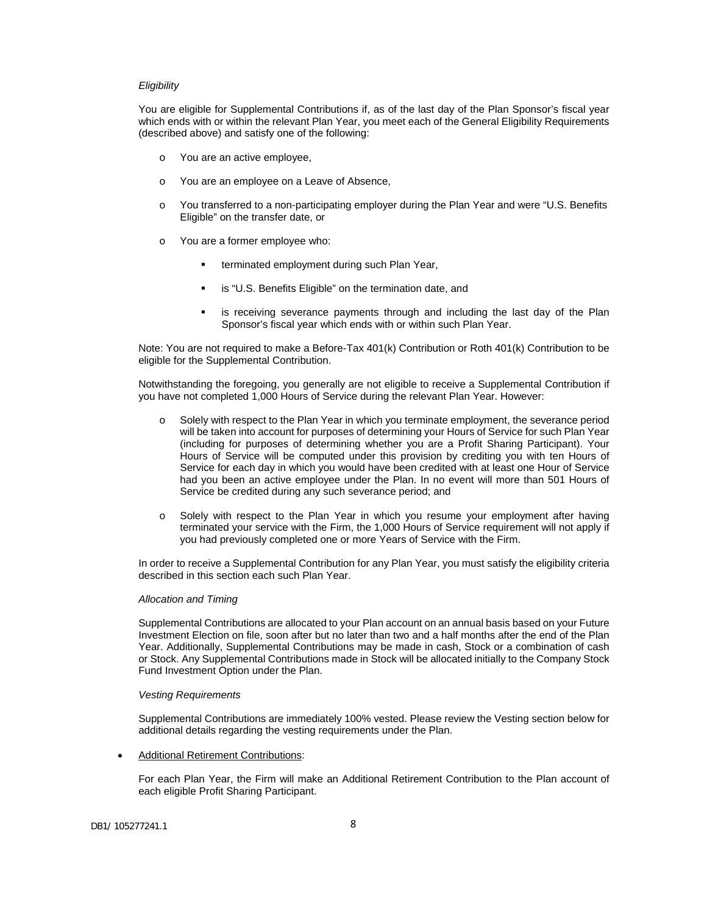*Eligibility*

You are eligible for Supplemental Contributions if, as of the last day of the Plan Sponsor's fiscal year which ends with or within the relevant Plan Year, you meet each of the General Eligibility Requirements (described above) and satisfy one of the following:

- You are an active employee,
- You are an employee on a Leave of Absence,
- You transferred to a non-participating employer during the Plan Year and were "U.S. Benefits Eligible" on the transfer date, or
- You are a former employee who:
  - terminated employment during such Plan Year,
  - is "U.S. Benefits Eligible" on the termination date, and
  - is receiving severance payments through and including the last day of the Plan Sponsor's fiscal year which ends with or within such Plan Year.

Note: You are not required to make a Before-Tax 401(k) Contribution or Roth 401(k) Contribution to be eligible for the Supplemental Contribution.

Notwithstanding the foregoing, you generally are not eligible to receive a Supplemental Contribution if you have not completed 1,000 Hours of Service during the relevant Plan Year. However:

- Solely with respect to the Plan Year in which you terminate employment, the severance period will be taken into account for purposes of determining your Hours of Service for such Plan Year (including for purposes of determining whether you are a Profit Sharing Participant). Your Hours of Service will be computed under this provision by crediting you with ten Hours of Service for each day in which you would have been credited with at least one Hour of Service had you been an active employee under the Plan. In no event will more than 501 Hours of Service be credited during any such severance period; and
- Solely with respect to the Plan Year in which you resume your employment after having terminated your service with the Firm, the 1,000 Hours of Service requirement will not apply if you had previously completed one or more Years of Service with the Firm.

In order to receive a Supplemental Contribution for any Plan Year, you must satisfy the eligibility criteria described in this section each such Plan Year.

*Allocation and Timing*

Supplemental Contributions are allocated to your Plan account on an annual basis based on your Future Investment Election on file, soon after but no later than two and a half months after the end of the Plan Year. Additionally, Supplemental Contributions may be made in cash, Stock or a combination of cash or Stock. Any Supplemental Contributions made in Stock will be allocated initially to the Company Stock Fund Investment Option under the Plan.

*Vesting Requirements*

Supplemental Contributions are immediately 100% vested. Please review the Vesting section below for additional details regarding the vesting requirements under the Plan.

- Additional Retirement Contributions:

  For each Plan Year, the Firm will make an Additional Retirement Contribution to the Plan account of each eligible Profit Sharing Participant.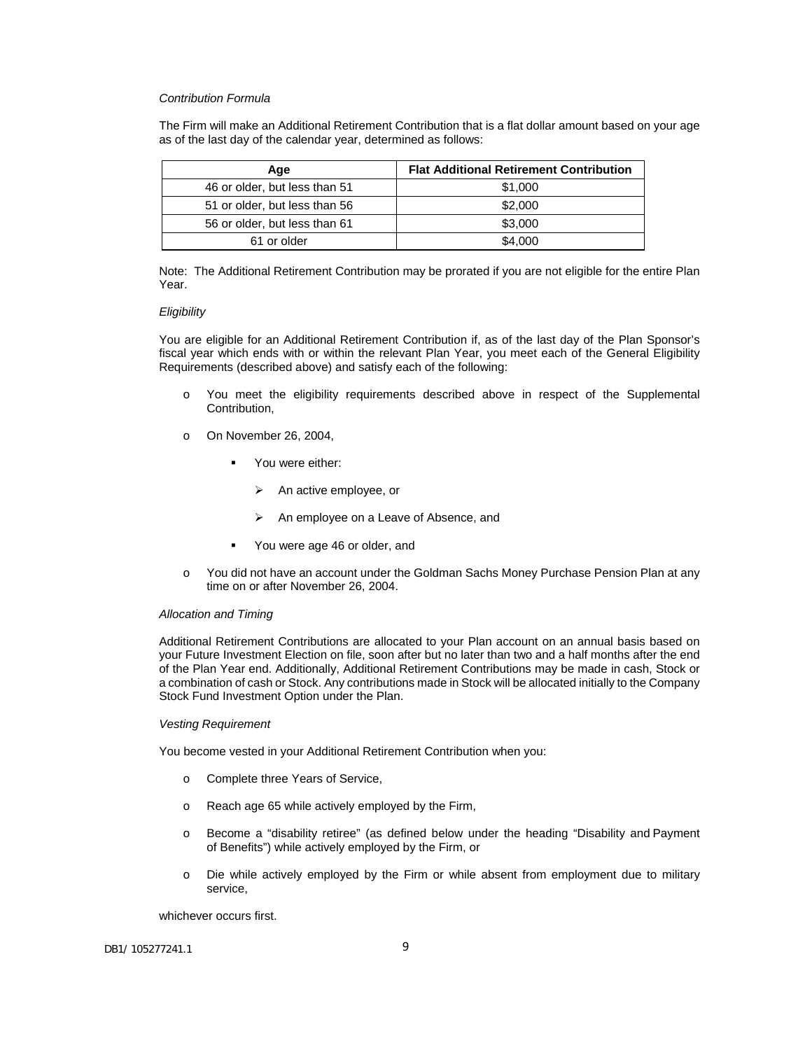*Contribution Formula*

The Firm will make an Additional Retirement Contribution that is a flat dollar amount based on your age as of the last day of the calendar year, determined as follows:

| Age | Flat Additional Retirement Contribution |
|---|---|
| 46 or older, but less than 51 | $1,000 |
| 51 or older, but less than 56 | $2,000 |
| 56 or older, but less than 61 | $3,000 |
| 61 or older | $4,000 |

Note: The Additional Retirement Contribution may be prorated if you are not eligible for the entire Plan Year.

*Eligibility*

You are eligible for an Additional Retirement Contribution if, as of the last day of the Plan Sponsor's fiscal year which ends with or within the relevant Plan Year, you meet each of the General Eligibility Requirements (described above) and satisfy each of the following:

- You meet the eligibility requirements described above in respect of the Supplemental Contribution,
- On November 26, 2004,
  - You were either:
    - An active employee, or
    - An employee on a Leave of Absence, and
  - You were age 46 or older, and
- You did not have an account under the Goldman Sachs Money Purchase Pension Plan at any time on or after November 26, 2004.

*Allocation and Timing*

Additional Retirement Contributions are allocated to your Plan account on an annual basis based on your Future Investment Election on file, soon after but no later than two and a half months after the end of the Plan Year end. Additionally, Additional Retirement Contributions may be made in cash, Stock or a combination of cash or Stock. Any contributions made in Stock will be allocated initially to the Company Stock Fund Investment Option under the Plan.

*Vesting Requirement*

You become vested in your Additional Retirement Contribution when you:

- Complete three Years of Service,
- Reach age 65 while actively employed by the Firm,
- Become a "disability retiree" (as defined below under the heading "Disability and Payment of Benefits") while actively employed by the Firm, or
- Die while actively employed by the Firm or while absent from employment due to military service,

whichever occurs first.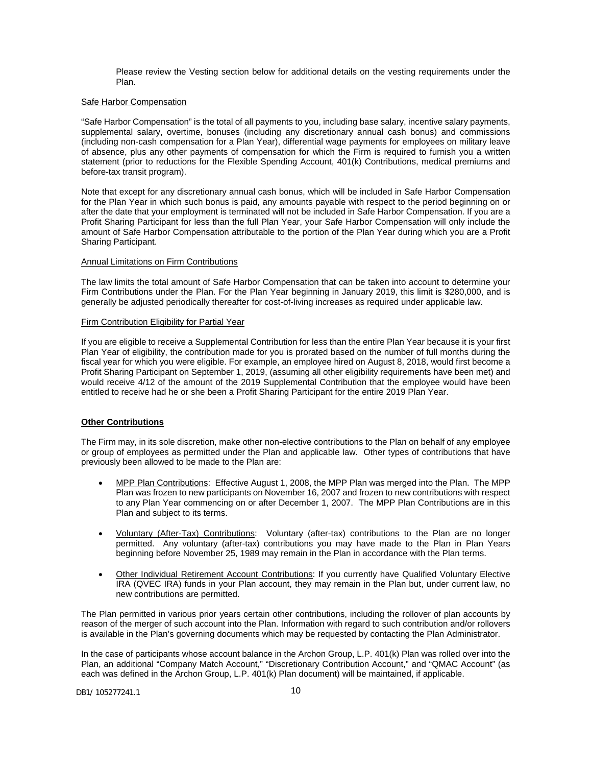Please review the Vesting section below for additional details on the vesting requirements under the Plan.

Safe Harbor Compensation

"Safe Harbor Compensation" is the total of all payments to you, including base salary, incentive salary payments, supplemental salary, overtime, bonuses (including any discretionary annual cash bonus) and commissions (including non-cash compensation for a Plan Year), differential wage payments for employees on military leave of absence, plus any other payments of compensation for which the Firm is required to furnish you a written statement (prior to reductions for the Flexible Spending Account, 401(k) Contributions, medical premiums and before-tax transit program).

Note that except for any discretionary annual cash bonus, which will be included in Safe Harbor Compensation for the Plan Year in which such bonus is paid, any amounts payable with respect to the period beginning on or after the date that your employment is terminated will not be included in Safe Harbor Compensation. If you are a Profit Sharing Participant for less than the full Plan Year, your Safe Harbor Compensation will only include the amount of Safe Harbor Compensation attributable to the portion of the Plan Year during which you are a Profit Sharing Participant.

Annual Limitations on Firm Contributions

The law limits the total amount of Safe Harbor Compensation that can be taken into account to determine your Firm Contributions under the Plan. For the Plan Year beginning in January 2019, this limit is $280,000, and is generally be adjusted periodically thereafter for cost-of-living increases as required under applicable law.

Firm Contribution Eligibility for Partial Year

If you are eligible to receive a Supplemental Contribution for less than the entire Plan Year because it is your first Plan Year of eligibility, the contribution made for you is prorated based on the number of full months during the fiscal year for which you were eligible. For example, an employee hired on August 8, 2018, would first become a Profit Sharing Participant on September 1, 2019, (assuming all other eligibility requirements have been met) and would receive 4/12 of the amount of the 2019 Supplemental Contribution that the employee would have been entitled to receive had he or she been a Profit Sharing Participant for the entire 2019 Plan Year.

**Other Contributions**

The Firm may, in its sole discretion, make other non-elective contributions to the Plan on behalf of any employee or group of employees as permitted under the Plan and applicable law. Other types of contributions that have previously been allowed to be made to the Plan are:

- MPP Plan Contributions: Effective August 1, 2008, the MPP Plan was merged into the Plan. The MPP Plan was frozen to new participants on November 16, 2007 and frozen to new contributions with respect to any Plan Year commencing on or after December 1, 2007. The MPP Plan Contributions are in this Plan and subject to its terms.
- Voluntary (After-Tax) Contributions: Voluntary (after-tax) contributions to the Plan are no longer permitted. Any voluntary (after-tax) contributions you may have made to the Plan in Plan Years beginning before November 25, 1989 may remain in the Plan in accordance with the Plan terms.
- Other Individual Retirement Account Contributions: If you currently have Qualified Voluntary Elective IRA (QVEC IRA) funds in your Plan account, they may remain in the Plan but, under current law, no new contributions are permitted.

The Plan permitted in various prior years certain other contributions, including the rollover of plan accounts by reason of the merger of such account into the Plan. Information with regard to such contribution and/or rollovers is available in the Plan's governing documents which may be requested by contacting the Plan Administrator.

In the case of participants whose account balance in the Archon Group, L.P. 401(k) Plan was rolled over into the Plan, an additional "Company Match Account," "Discretionary Contribution Account," and "QMAC Account" (as each was defined in the Archon Group, L.P. 401(k) Plan document) will be maintained, if applicable.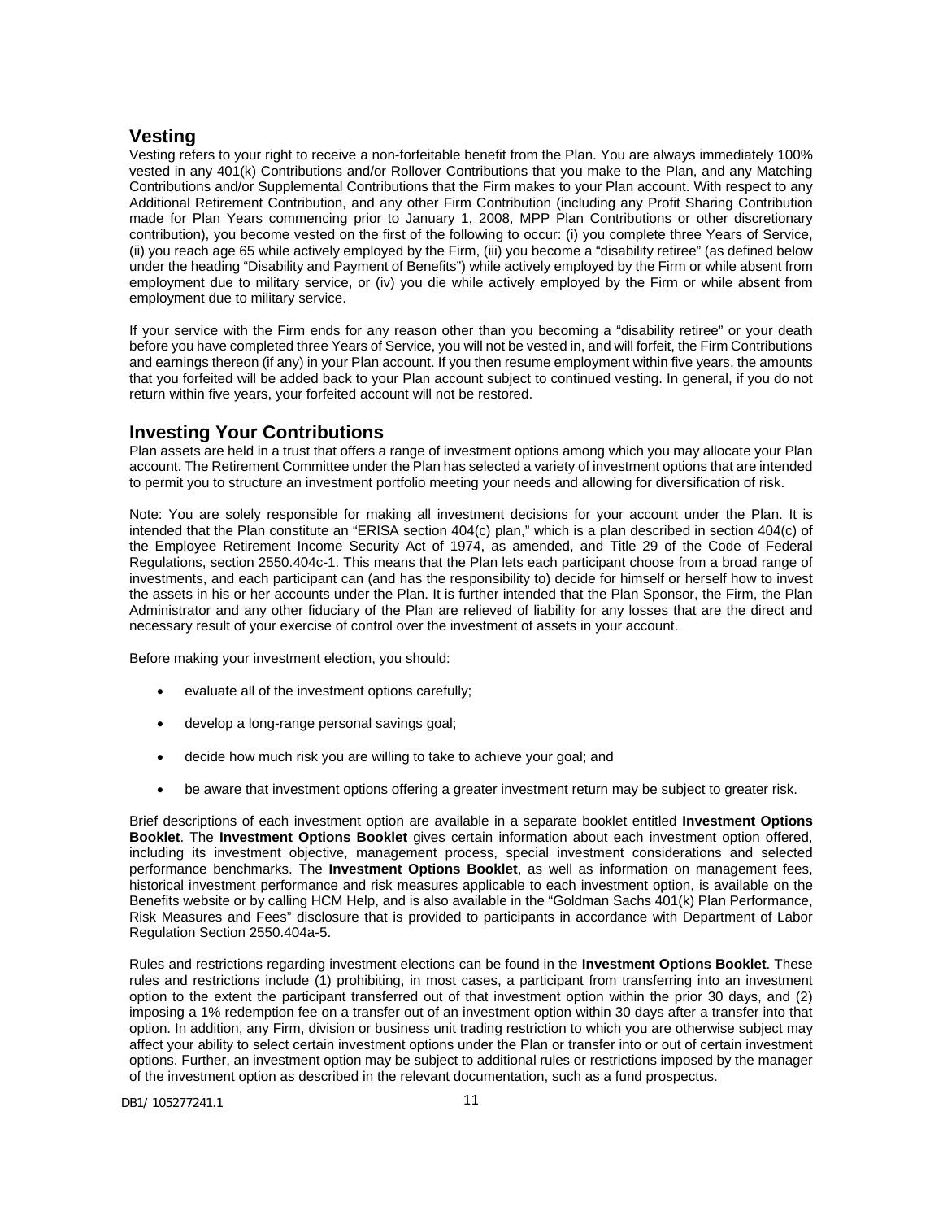## Vesting

Vesting refers to your right to receive a non-forfeitable benefit from the Plan. You are always immediately 100% vested in any 401(k) Contributions and/or Rollover Contributions that you make to the Plan, and any Matching Contributions and/or Supplemental Contributions that the Firm makes to your Plan account. With respect to any Additional Retirement Contribution, and any other Firm Contribution (including any Profit Sharing Contribution made for Plan Years commencing prior to January 1, 2008, MPP Plan Contributions or other discretionary contribution), you become vested on the first of the following to occur: (i) you complete three Years of Service, (ii) you reach age 65 while actively employed by the Firm, (iii) you become a "disability retiree" (as defined below under the heading "Disability and Payment of Benefits") while actively employed by the Firm or while absent from employment due to military service, or (iv) you die while actively employed by the Firm or while absent from employment due to military service.

If your service with the Firm ends for any reason other than you becoming a "disability retiree" or your death before you have completed three Years of Service, you will not be vested in, and will forfeit, the Firm Contributions and earnings thereon (if any) in your Plan account. If you then resume employment within five years, the amounts that you forfeited will be added back to your Plan account subject to continued vesting. In general, if you do not return within five years, your forfeited account will not be restored.

## Investing Your Contributions

Plan assets are held in a trust that offers a range of investment options among which you may allocate your Plan account. The Retirement Committee under the Plan has selected a variety of investment options that are intended to permit you to structure an investment portfolio meeting your needs and allowing for diversification of risk.

Note: You are solely responsible for making all investment decisions for your account under the Plan. It is intended that the Plan constitute an "ERISA section 404(c) plan," which is a plan described in section 404(c) of the Employee Retirement Income Security Act of 1974, as amended, and Title 29 of the Code of Federal Regulations, section 2550.404c-1. This means that the Plan lets each participant choose from a broad range of investments, and each participant can (and has the responsibility to) decide for himself or herself how to invest the assets in his or her accounts under the Plan. It is further intended that the Plan Sponsor, the Firm, the Plan Administrator and any other fiduciary of the Plan are relieved of liability for any losses that are the direct and necessary result of your exercise of control over the investment of assets in your account.

Before making your investment election, you should:

- evaluate all of the investment options carefully;
- develop a long-range personal savings goal;
- decide how much risk you are willing to take to achieve your goal; and
- be aware that investment options offering a greater investment return may be subject to greater risk.

Brief descriptions of each investment option are available in a separate booklet entitled **Investment Options Booklet**. The **Investment Options Booklet** gives certain information about each investment option offered, including its investment objective, management process, special investment considerations and selected performance benchmarks. The **Investment Options Booklet**, as well as information on management fees, historical investment performance and risk measures applicable to each investment option, is available on the Benefits website or by calling HCM Help, and is also available in the "Goldman Sachs 401(k) Plan Performance, Risk Measures and Fees" disclosure that is provided to participants in accordance with Department of Labor Regulation Section 2550.404a-5.

Rules and restrictions regarding investment elections can be found in the **Investment Options Booklet**. These rules and restrictions include (1) prohibiting, in most cases, a participant from transferring into an investment option to the extent the participant transferred out of that investment option within the prior 30 days, and (2) imposing a 1% redemption fee on a transfer out of an investment option within 30 days after a transfer into that option. In addition, any Firm, division or business unit trading restriction to which you are otherwise subject may affect your ability to select certain investment options under the Plan or transfer into or out of certain investment options. Further, an investment option may be subject to additional rules or restrictions imposed by the manager of the investment option as described in the relevant documentation, such as a fund prospectus.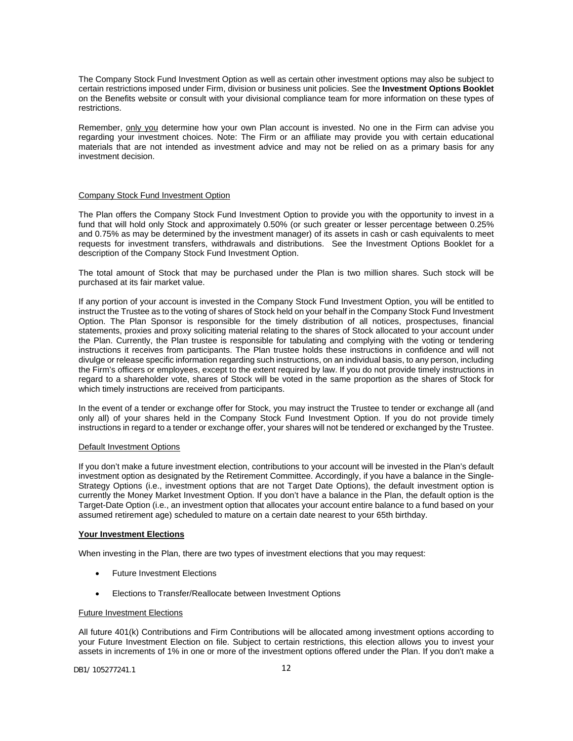The Company Stock Fund Investment Option as well as certain other investment options may also be subject to certain restrictions imposed under Firm, division or business unit policies. See the **Investment Options Booklet** on the Benefits website or consult with your divisional compliance team for more information on these types of restrictions.

Remember, only you determine how your own Plan account is invested. No one in the Firm can advise you regarding your investment choices. Note: The Firm or an affiliate may provide you with certain educational materials that are not intended as investment advice and may not be relied on as a primary basis for any investment decision.

Company Stock Fund Investment Option

The Plan offers the Company Stock Fund Investment Option to provide you with the opportunity to invest in a fund that will hold only Stock and approximately 0.50% (or such greater or lesser percentage between 0.25% and 0.75% as may be determined by the investment manager) of its assets in cash or cash equivalents to meet requests for investment transfers, withdrawals and distributions. See the Investment Options Booklet for a description of the Company Stock Fund Investment Option.

The total amount of Stock that may be purchased under the Plan is two million shares. Such stock will be purchased at its fair market value.

If any portion of your account is invested in the Company Stock Fund Investment Option, you will be entitled to instruct the Trustee as to the voting of shares of Stock held on your behalf in the Company Stock Fund Investment Option. The Plan Sponsor is responsible for the timely distribution of all notices, prospectuses, financial statements, proxies and proxy soliciting material relating to the shares of Stock allocated to your account under the Plan. Currently, the Plan trustee is responsible for tabulating and complying with the voting or tendering instructions it receives from participants. The Plan trustee holds these instructions in confidence and will not divulge or release specific information regarding such instructions, on an individual basis, to any person, including the Firm's officers or employees, except to the extent required by law. If you do not provide timely instructions in regard to a shareholder vote, shares of Stock will be voted in the same proportion as the shares of Stock for which timely instructions are received from participants.

In the event of a tender or exchange offer for Stock, you may instruct the Trustee to tender or exchange all (and only all) of your shares held in the Company Stock Fund Investment Option. If you do not provide timely instructions in regard to a tender or exchange offer, your shares will not be tendered or exchanged by the Trustee.

Default Investment Options

If you don't make a future investment election, contributions to your account will be invested in the Plan's default investment option as designated by the Retirement Committee. Accordingly, if you have a balance in the Single-Strategy Options (i.e., investment options that are not Target Date Options), the default investment option is currently the Money Market Investment Option. If you don't have a balance in the Plan, the default option is the Target-Date Option (i.e., an investment option that allocates your account entire balance to a fund based on your assumed retirement age) scheduled to mature on a certain date nearest to your 65th birthday.

**Your Investment Elections**

When investing in the Plan, there are two types of investment elections that you may request:

- Future Investment Elections
- Elections to Transfer/Reallocate between Investment Options

Future Investment Elections

All future 401(k) Contributions and Firm Contributions will be allocated among investment options according to your Future Investment Election on file. Subject to certain restrictions, this election allows you to invest your assets in increments of 1% in one or more of the investment options offered under the Plan. If you don't make a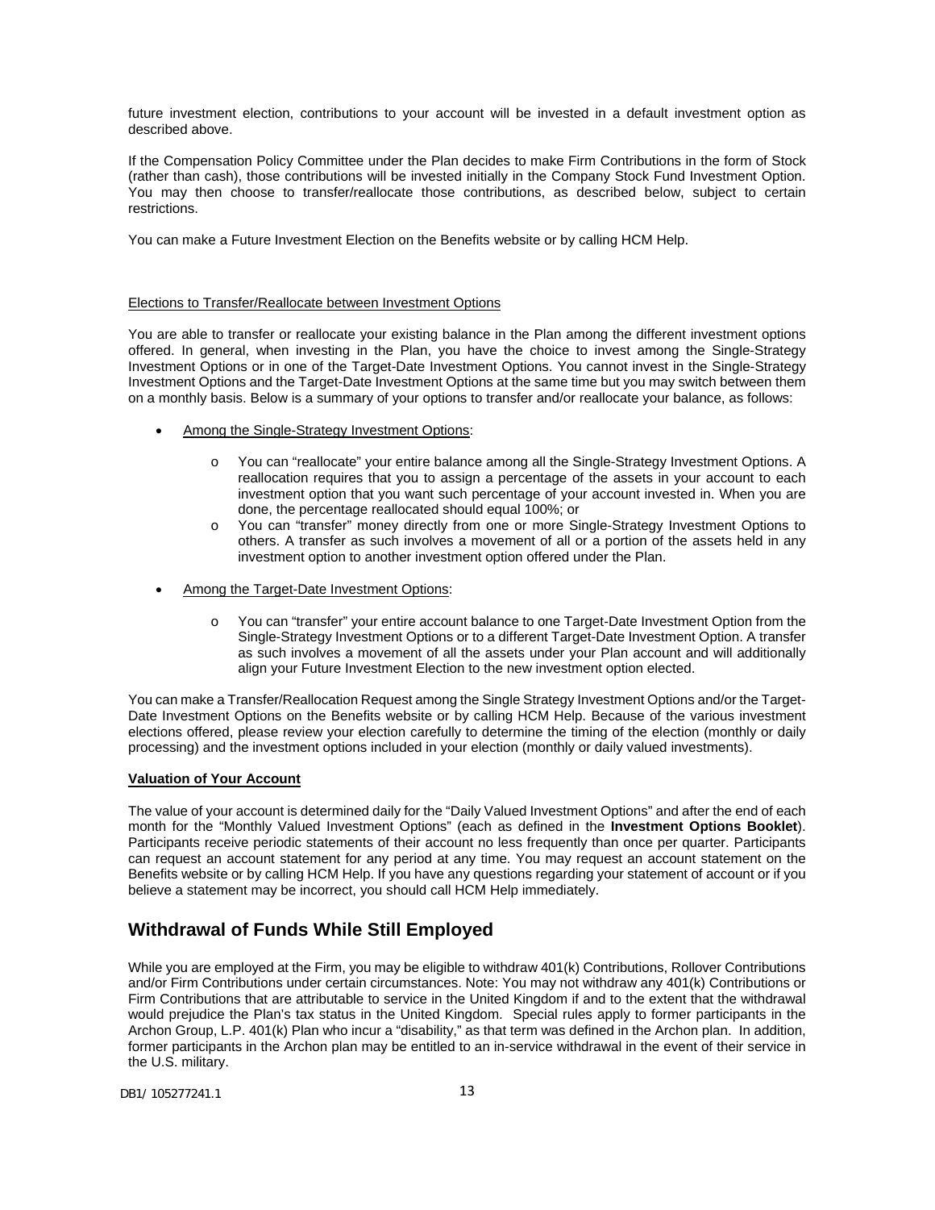future investment election, contributions to your account will be invested in a default investment option as described above.

If the Compensation Policy Committee under the Plan decides to make Firm Contributions in the form of Stock (rather than cash), those contributions will be invested initially in the Company Stock Fund Investment Option. You may then choose to transfer/reallocate those contributions, as described below, subject to certain restrictions.

You can make a Future Investment Election on the Benefits website or by calling HCM Help.

<u>Elections to Transfer/Reallocate between Investment Options</u>

You are able to transfer or reallocate your existing balance in the Plan among the different investment options offered. In general, when investing in the Plan, you have the choice to invest among the Single-Strategy Investment Options or in one of the Target-Date Investment Options. You cannot invest in the Single-Strategy Investment Options and the Target-Date Investment Options at the same time but you may switch between them on a monthly basis. Below is a summary of your options to transfer and/or reallocate your balance, as follows:

- <u>Among the Single-Strategy Investment Options</u>:
  - You can "reallocate" your entire balance among all the Single-Strategy Investment Options. A reallocation requires that you to assign a percentage of the assets in your account to each investment option that you want such percentage of your account invested in. When you are done, the percentage reallocated should equal 100%; or
  - You can "transfer" money directly from one or more Single-Strategy Investment Options to others. A transfer as such involves a movement of all or a portion of the assets held in any investment option to another investment option offered under the Plan.

- <u>Among the Target-Date Investment Options</u>:
  - You can "transfer" your entire account balance to one Target-Date Investment Option from the Single-Strategy Investment Options or to a different Target-Date Investment Option. A transfer as such involves a movement of all the assets under your Plan account and will additionally align your Future Investment Election to the new investment option elected.

You can make a Transfer/Reallocation Request among the Single Strategy Investment Options and/or the Target-Date Investment Options on the Benefits website or by calling HCM Help. Because of the various investment elections offered, please review your election carefully to determine the timing of the election (monthly or daily processing) and the investment options included in your election (monthly or daily valued investments).

**<u>Valuation of Your Account</u>**

The value of your account is determined daily for the "Daily Valued Investment Options" and after the end of each month for the "Monthly Valued Investment Options" (each as defined in the **Investment Options Booklet**). Participants receive periodic statements of their account no less frequently than once per quarter. Participants can request an account statement for any period at any time. You may request an account statement on the Benefits website or by calling HCM Help. If you have any questions regarding your statement of account or if you believe a statement may be incorrect, you should call HCM Help immediately.

## Withdrawal of Funds While Still Employed

While you are employed at the Firm, you may be eligible to withdraw 401(k) Contributions, Rollover Contributions and/or Firm Contributions under certain circumstances. Note: You may not withdraw any 401(k) Contributions or Firm Contributions that are attributable to service in the United Kingdom if and to the extent that the withdrawal would prejudice the Plan's tax status in the United Kingdom. Special rules apply to former participants in the Archon Group, L.P. 401(k) Plan who incur a "disability," as that term was defined in the Archon plan. In addition, former participants in the Archon plan may be entitled to an in-service withdrawal in the event of their service in the U.S. military.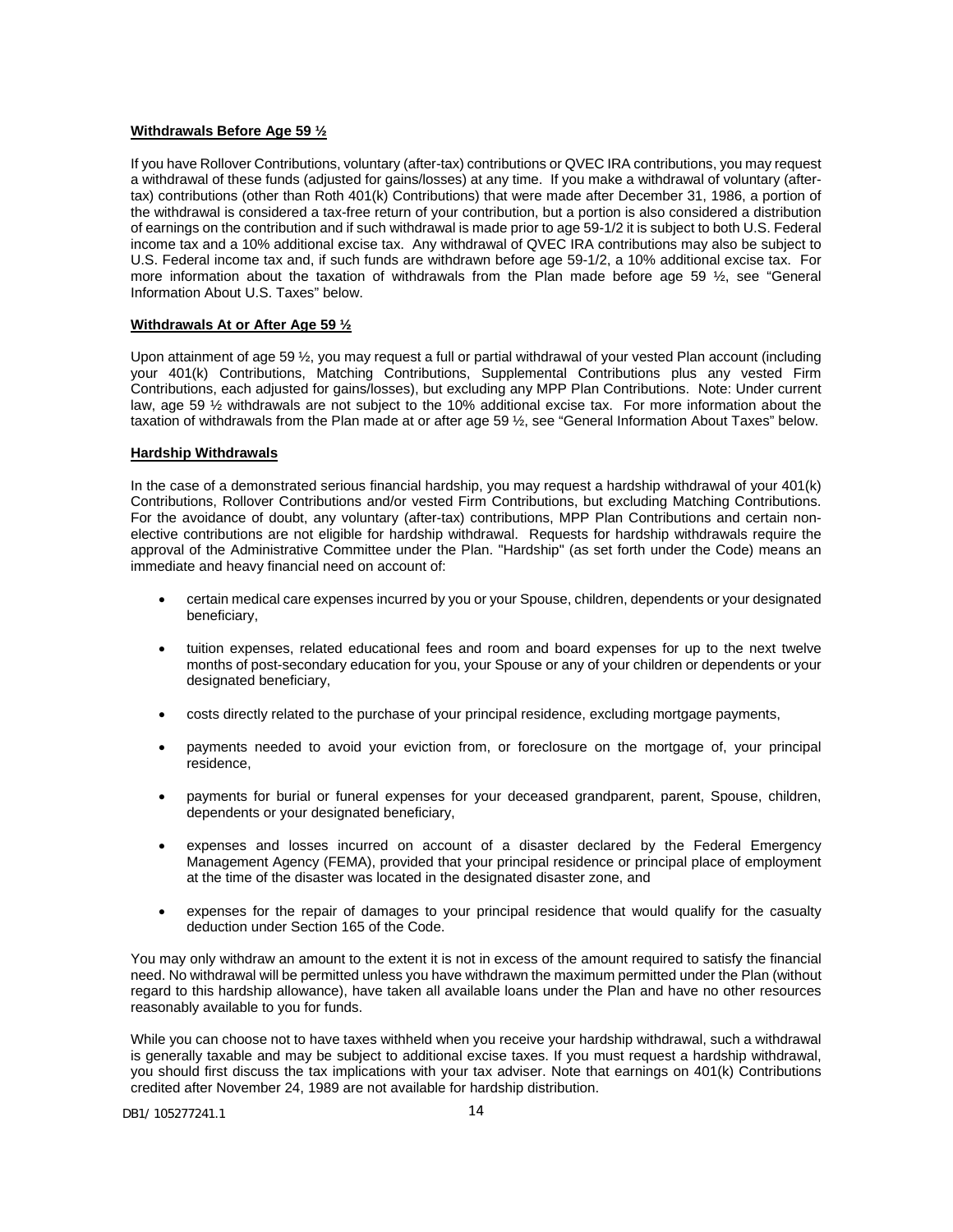**Withdrawals Before Age 59 ½**

If you have Rollover Contributions, voluntary (after-tax) contributions or QVEC IRA contributions, you may request a withdrawal of these funds (adjusted for gains/losses) at any time. If you make a withdrawal of voluntary (after-tax) contributions (other than Roth 401(k) Contributions) that were made after December 31, 1986, a portion of the withdrawal is considered a tax-free return of your contribution, but a portion is also considered a distribution of earnings on the contribution and if such withdrawal is made prior to age 59-1/2 it is subject to both U.S. Federal income tax and a 10% additional excise tax. Any withdrawal of QVEC IRA contributions may also be subject to U.S. Federal income tax and, if such funds are withdrawn before age 59-1/2, a 10% additional excise tax. For more information about the taxation of withdrawals from the Plan made before age 59 ½, see "General Information About U.S. Taxes" below.

**Withdrawals At or After Age 59 ½**

Upon attainment of age 59 ½, you may request a full or partial withdrawal of your vested Plan account (including your 401(k) Contributions, Matching Contributions, Supplemental Contributions plus any vested Firm Contributions, each adjusted for gains/losses), but excluding any MPP Plan Contributions. Note: Under current law, age 59 ½ withdrawals are not subject to the 10% additional excise tax. For more information about the taxation of withdrawals from the Plan made at or after age 59 ½, see "General Information About Taxes" below.

**Hardship Withdrawals**

In the case of a demonstrated serious financial hardship, you may request a hardship withdrawal of your 401(k) Contributions, Rollover Contributions and/or vested Firm Contributions, but excluding Matching Contributions. For the avoidance of doubt, any voluntary (after-tax) contributions, MPP Plan Contributions and certain non-elective contributions are not eligible for hardship withdrawal. Requests for hardship withdrawals require the approval of the Administrative Committee under the Plan. "Hardship" (as set forth under the Code) means an immediate and heavy financial need on account of:

- certain medical care expenses incurred by you or your Spouse, children, dependents or your designated beneficiary,
- tuition expenses, related educational fees and room and board expenses for up to the next twelve months of post-secondary education for you, your Spouse or any of your children or dependents or your designated beneficiary,
- costs directly related to the purchase of your principal residence, excluding mortgage payments,
- payments needed to avoid your eviction from, or foreclosure on the mortgage of, your principal residence,
- payments for burial or funeral expenses for your deceased grandparent, parent, Spouse, children, dependents or your designated beneficiary,
- expenses and losses incurred on account of a disaster declared by the Federal Emergency Management Agency (FEMA), provided that your principal residence or principal place of employment at the time of the disaster was located in the designated disaster zone, and
- expenses for the repair of damages to your principal residence that would qualify for the casualty deduction under Section 165 of the Code.

You may only withdraw an amount to the extent it is not in excess of the amount required to satisfy the financial need. No withdrawal will be permitted unless you have withdrawn the maximum permitted under the Plan (without regard to this hardship allowance), have taken all available loans under the Plan and have no other resources reasonably available to you for funds.

While you can choose not to have taxes withheld when you receive your hardship withdrawal, such a withdrawal is generally taxable and may be subject to additional excise taxes. If you must request a hardship withdrawal, you should first discuss the tax implications with your tax adviser. Note that earnings on 401(k) Contributions credited after November 24, 1989 are not available for hardship distribution.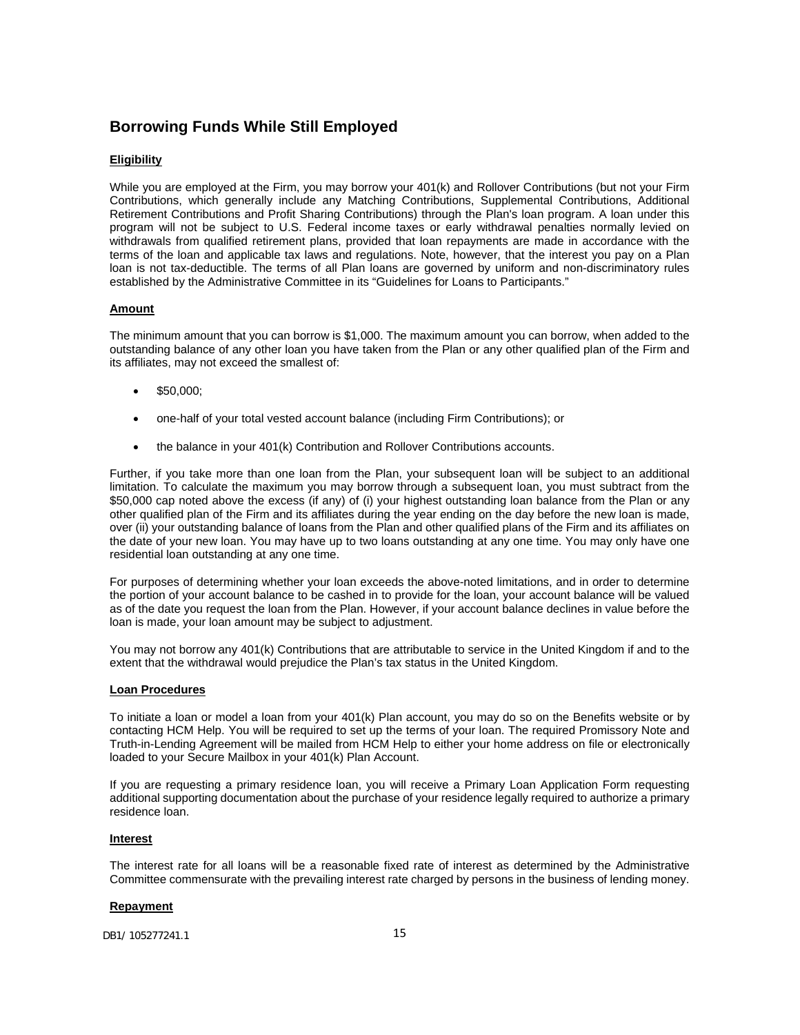## Borrowing Funds While Still Employed

**Eligibility**

While you are employed at the Firm, you may borrow your 401(k) and Rollover Contributions (but not your Firm Contributions, which generally include any Matching Contributions, Supplemental Contributions, Additional Retirement Contributions and Profit Sharing Contributions) through the Plan's loan program. A loan under this program will not be subject to U.S. Federal income taxes or early withdrawal penalties normally levied on withdrawals from qualified retirement plans, provided that loan repayments are made in accordance with the terms of the loan and applicable tax laws and regulations. Note, however, that the interest you pay on a Plan loan is not tax-deductible. The terms of all Plan loans are governed by uniform and non-discriminatory rules established by the Administrative Committee in its "Guidelines for Loans to Participants."

**Amount**

The minimum amount that you can borrow is $1,000. The maximum amount you can borrow, when added to the outstanding balance of any other loan you have taken from the Plan or any other qualified plan of the Firm and its affiliates, may not exceed the smallest of:

- $50,000;
- one-half of your total vested account balance (including Firm Contributions); or
- the balance in your 401(k) Contribution and Rollover Contributions accounts.

Further, if you take more than one loan from the Plan, your subsequent loan will be subject to an additional limitation. To calculate the maximum you may borrow through a subsequent loan, you must subtract from the $50,000 cap noted above the excess (if any) of (i) your highest outstanding loan balance from the Plan or any other qualified plan of the Firm and its affiliates during the year ending on the day before the new loan is made, over (ii) your outstanding balance of loans from the Plan and other qualified plans of the Firm and its affiliates on the date of your new loan. You may have up to two loans outstanding at any one time. You may only have one residential loan outstanding at any one time.

For purposes of determining whether your loan exceeds the above-noted limitations, and in order to determine the portion of your account balance to be cashed in to provide for the loan, your account balance will be valued as of the date you request the loan from the Plan. However, if your account balance declines in value before the loan is made, your loan amount may be subject to adjustment.

You may not borrow any 401(k) Contributions that are attributable to service in the United Kingdom if and to the extent that the withdrawal would prejudice the Plan's tax status in the United Kingdom.

**Loan Procedures**

To initiate a loan or model a loan from your 401(k) Plan account, you may do so on the Benefits website or by contacting HCM Help. You will be required to set up the terms of your loan. The required Promissory Note and Truth-in-Lending Agreement will be mailed from HCM Help to either your home address on file or electronically loaded to your Secure Mailbox in your 401(k) Plan Account.

If you are requesting a primary residence loan, you will receive a Primary Loan Application Form requesting additional supporting documentation about the purchase of your residence legally required to authorize a primary residence loan.

**Interest**

The interest rate for all loans will be a reasonable fixed rate of interest as determined by the Administrative Committee commensurate with the prevailing interest rate charged by persons in the business of lending money.

**Repayment**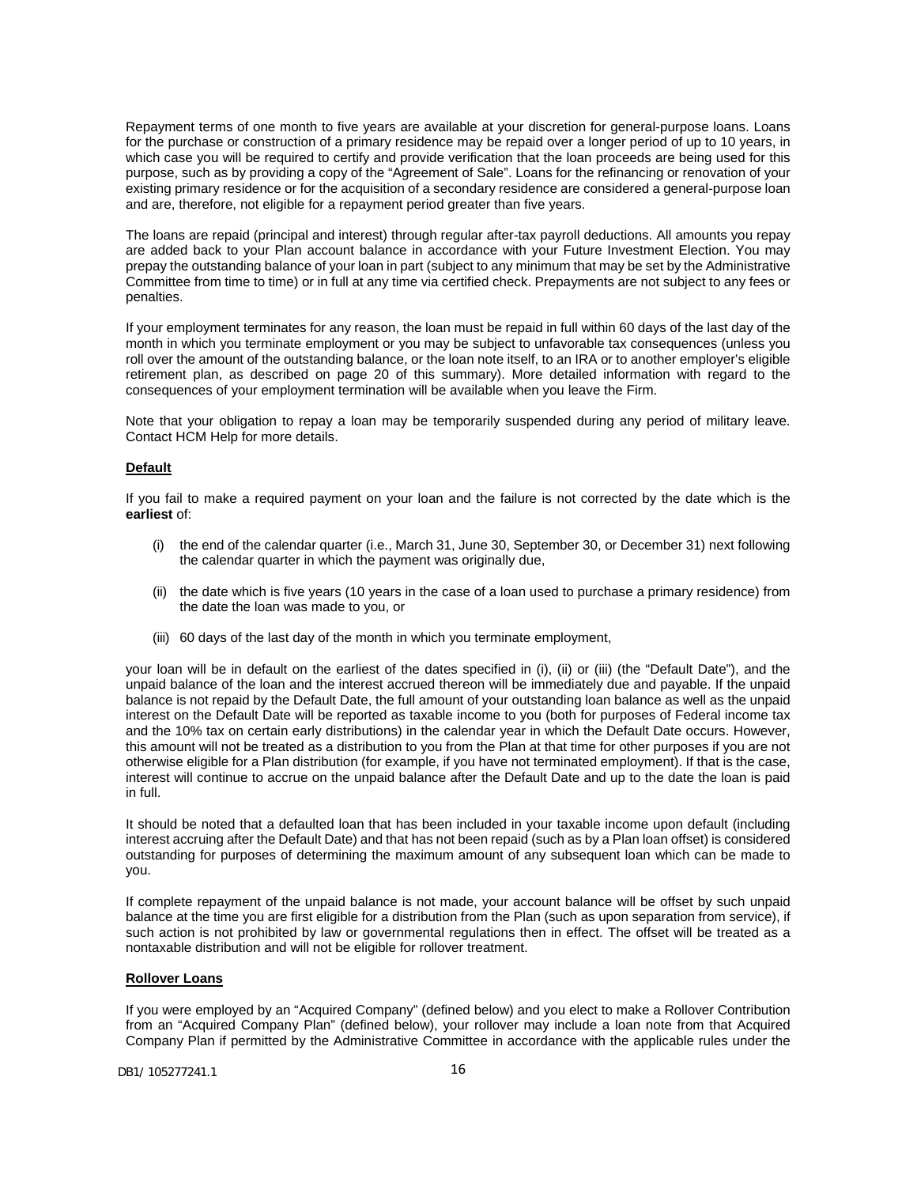Repayment terms of one month to five years are available at your discretion for general-purpose loans. Loans for the purchase or construction of a primary residence may be repaid over a longer period of up to 10 years, in which case you will be required to certify and provide verification that the loan proceeds are being used for this purpose, such as by providing a copy of the "Agreement of Sale". Loans for the refinancing or renovation of your existing primary residence or for the acquisition of a secondary residence are considered a general-purpose loan and are, therefore, not eligible for a repayment period greater than five years.

The loans are repaid (principal and interest) through regular after-tax payroll deductions. All amounts you repay are added back to your Plan account balance in accordance with your Future Investment Election. You may prepay the outstanding balance of your loan in part (subject to any minimum that may be set by the Administrative Committee from time to time) or in full at any time via certified check. Prepayments are not subject to any fees or penalties.

If your employment terminates for any reason, the loan must be repaid in full within 60 days of the last day of the month in which you terminate employment or you may be subject to unfavorable tax consequences (unless you roll over the amount of the outstanding balance, or the loan note itself, to an IRA or to another employer's eligible retirement plan, as described on page 20 of this summary). More detailed information with regard to the consequences of your employment termination will be available when you leave the Firm.

Note that your obligation to repay a loan may be temporarily suspended during any period of military leave. Contact HCM Help for more details.

**Default**

If you fail to make a required payment on your loan and the failure is not corrected by the date which is the **earliest** of:

(i) the end of the calendar quarter (i.e., March 31, June 30, September 30, or December 31) next following the calendar quarter in which the payment was originally due,

(ii) the date which is five years (10 years in the case of a loan used to purchase a primary residence) from the date the loan was made to you, or

(iii) 60 days of the last day of the month in which you terminate employment,

your loan will be in default on the earliest of the dates specified in (i), (ii) or (iii) (the "Default Date"), and the unpaid balance of the loan and the interest accrued thereon will be immediately due and payable. If the unpaid balance is not repaid by the Default Date, the full amount of your outstanding loan balance as well as the unpaid interest on the Default Date will be reported as taxable income to you (both for purposes of Federal income tax and the 10% tax on certain early distributions) in the calendar year in which the Default Date occurs. However, this amount will not be treated as a distribution to you from the Plan at that time for other purposes if you are not otherwise eligible for a Plan distribution (for example, if you have not terminated employment). If that is the case, interest will continue to accrue on the unpaid balance after the Default Date and up to the date the loan is paid in full.

It should be noted that a defaulted loan that has been included in your taxable income upon default (including interest accruing after the Default Date) and that has not been repaid (such as by a Plan loan offset) is considered outstanding for purposes of determining the maximum amount of any subsequent loan which can be made to you.

If complete repayment of the unpaid balance is not made, your account balance will be offset by such unpaid balance at the time you are first eligible for a distribution from the Plan (such as upon separation from service), if such action is not prohibited by law or governmental regulations then in effect. The offset will be treated as a nontaxable distribution and will not be eligible for rollover treatment.

**Rollover Loans**

If you were employed by an "Acquired Company" (defined below) and you elect to make a Rollover Contribution from an "Acquired Company Plan" (defined below), your rollover may include a loan note from that Acquired Company Plan if permitted by the Administrative Committee in accordance with the applicable rules under the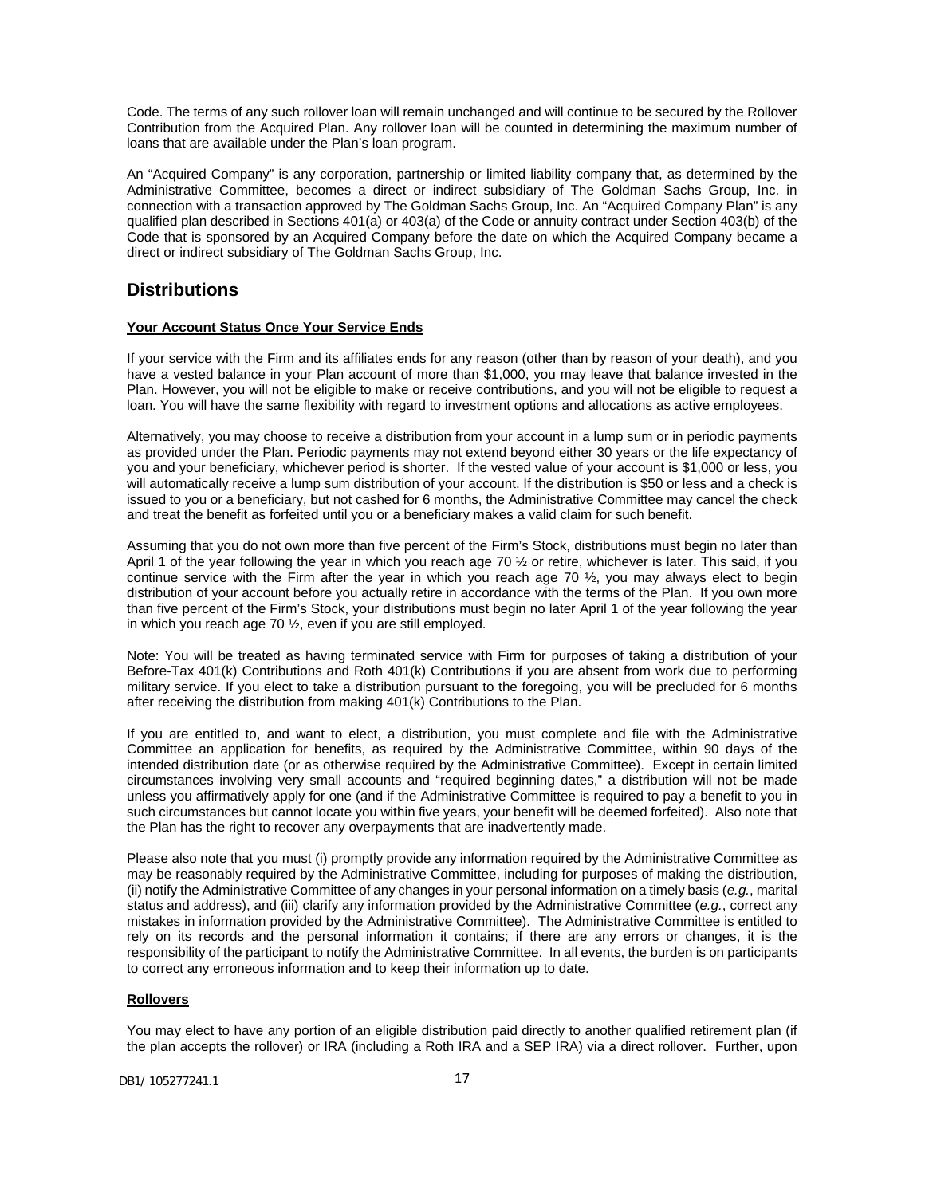Code. The terms of any such rollover loan will remain unchanged and will continue to be secured by the Rollover Contribution from the Acquired Plan. Any rollover loan will be counted in determining the maximum number of loans that are available under the Plan's loan program.

An "Acquired Company" is any corporation, partnership or limited liability company that, as determined by the Administrative Committee, becomes a direct or indirect subsidiary of The Goldman Sachs Group, Inc. in connection with a transaction approved by The Goldman Sachs Group, Inc. An "Acquired Company Plan" is any qualified plan described in Sections 401(a) or 403(a) of the Code or annuity contract under Section 403(b) of the Code that is sponsored by an Acquired Company before the date on which the Acquired Company became a direct or indirect subsidiary of The Goldman Sachs Group, Inc.

## Distributions

**Your Account Status Once Your Service Ends**

If your service with the Firm and its affiliates ends for any reason (other than by reason of your death), and you have a vested balance in your Plan account of more than $1,000, you may leave that balance invested in the Plan. However, you will not be eligible to make or receive contributions, and you will not be eligible to request a loan. You will have the same flexibility with regard to investment options and allocations as active employees.

Alternatively, you may choose to receive a distribution from your account in a lump sum or in periodic payments as provided under the Plan. Periodic payments may not extend beyond either 30 years or the life expectancy of you and your beneficiary, whichever period is shorter. If the vested value of your account is $1,000 or less, you will automatically receive a lump sum distribution of your account. If the distribution is $50 or less and a check is issued to you or a beneficiary, but not cashed for 6 months, the Administrative Committee may cancel the check and treat the benefit as forfeited until you or a beneficiary makes a valid claim for such benefit.

Assuming that you do not own more than five percent of the Firm's Stock, distributions must begin no later than April 1 of the year following the year in which you reach age 70 ½ or retire, whichever is later. This said, if you continue service with the Firm after the year in which you reach age 70 ½, you may always elect to begin distribution of your account before you actually retire in accordance with the terms of the Plan. If you own more than five percent of the Firm's Stock, your distributions must begin no later April 1 of the year following the year in which you reach age 70 ½, even if you are still employed.

Note: You will be treated as having terminated service with Firm for purposes of taking a distribution of your Before-Tax 401(k) Contributions and Roth 401(k) Contributions if you are absent from work due to performing military service. If you elect to take a distribution pursuant to the foregoing, you will be precluded for 6 months after receiving the distribution from making 401(k) Contributions to the Plan.

If you are entitled to, and want to elect, a distribution, you must complete and file with the Administrative Committee an application for benefits, as required by the Administrative Committee, within 90 days of the intended distribution date (or as otherwise required by the Administrative Committee). Except in certain limited circumstances involving very small accounts and "required beginning dates," a distribution will not be made unless you affirmatively apply for one (and if the Administrative Committee is required to pay a benefit to you in such circumstances but cannot locate you within five years, your benefit will be deemed forfeited). Also note that the Plan has the right to recover any overpayments that are inadvertently made.

Please also note that you must (i) promptly provide any information required by the Administrative Committee as may be reasonably required by the Administrative Committee, including for purposes of making the distribution, (ii) notify the Administrative Committee of any changes in your personal information on a timely basis (*e.g.*, marital status and address), and (iii) clarify any information provided by the Administrative Committee (*e.g.*, correct any mistakes in information provided by the Administrative Committee). The Administrative Committee is entitled to rely on its records and the personal information it contains; if there are any errors or changes, it is the responsibility of the participant to notify the Administrative Committee. In all events, the burden is on participants to correct any erroneous information and to keep their information up to date.

**Rollovers**

You may elect to have any portion of an eligible distribution paid directly to another qualified retirement plan (if the plan accepts the rollover) or IRA (including a Roth IRA and a SEP IRA) via a direct rollover. Further, upon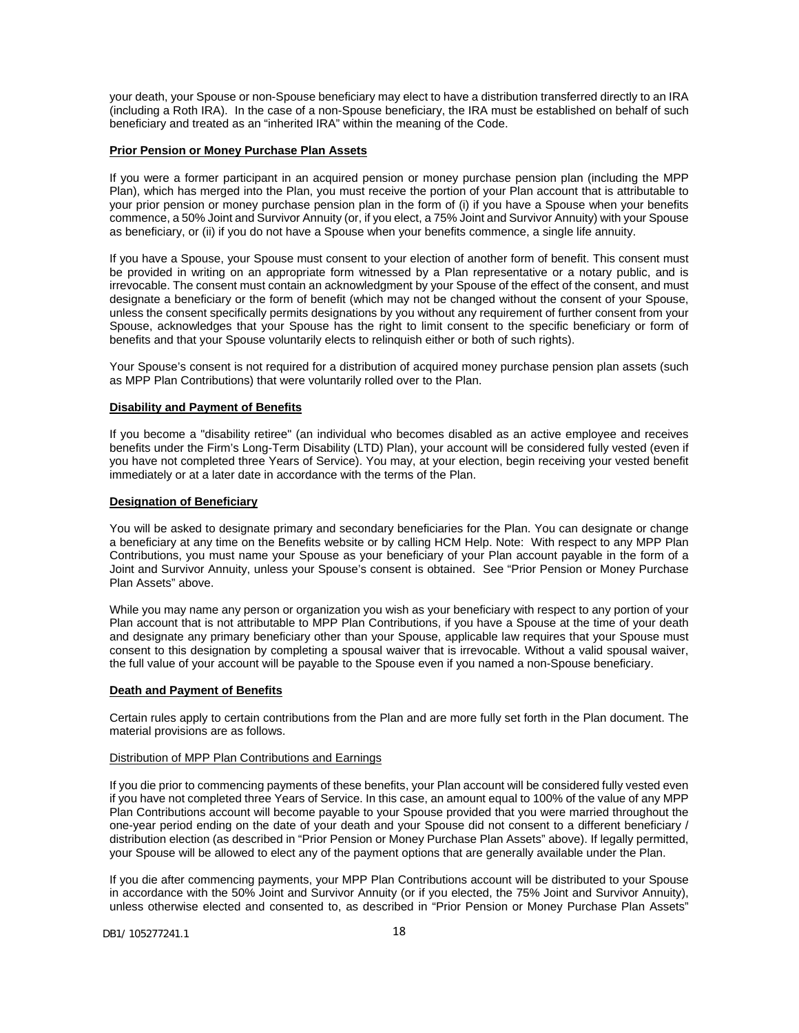your death, your Spouse or non-Spouse beneficiary may elect to have a distribution transferred directly to an IRA (including a Roth IRA). In the case of a non-Spouse beneficiary, the IRA must be established on behalf of such beneficiary and treated as an "inherited IRA" within the meaning of the Code.

**Prior Pension or Money Purchase Plan Assets**

If you were a former participant in an acquired pension or money purchase pension plan (including the MPP Plan), which has merged into the Plan, you must receive the portion of your Plan account that is attributable to your prior pension or money purchase pension plan in the form of (i) if you have a Spouse when your benefits commence, a 50% Joint and Survivor Annuity (or, if you elect, a 75% Joint and Survivor Annuity) with your Spouse as beneficiary, or (ii) if you do not have a Spouse when your benefits commence, a single life annuity.

If you have a Spouse, your Spouse must consent to your election of another form of benefit. This consent must be provided in writing on an appropriate form witnessed by a Plan representative or a notary public, and is irrevocable. The consent must contain an acknowledgment by your Spouse of the effect of the consent, and must designate a beneficiary or the form of benefit (which may not be changed without the consent of your Spouse, unless the consent specifically permits designations by you without any requirement of further consent from your Spouse, acknowledges that your Spouse has the right to limit consent to the specific beneficiary or form of benefits and that your Spouse voluntarily elects to relinquish either or both of such rights).

Your Spouse's consent is not required for a distribution of acquired money purchase pension plan assets (such as MPP Plan Contributions) that were voluntarily rolled over to the Plan.

**Disability and Payment of Benefits**

If you become a "disability retiree" (an individual who becomes disabled as an active employee and receives benefits under the Firm's Long-Term Disability (LTD) Plan), your account will be considered fully vested (even if you have not completed three Years of Service). You may, at your election, begin receiving your vested benefit immediately or at a later date in accordance with the terms of the Plan.

**Designation of Beneficiary**

You will be asked to designate primary and secondary beneficiaries for the Plan. You can designate or change a beneficiary at any time on the Benefits website or by calling HCM Help. Note: With respect to any MPP Plan Contributions, you must name your Spouse as your beneficiary of your Plan account payable in the form of a Joint and Survivor Annuity, unless your Spouse's consent is obtained. See "Prior Pension or Money Purchase Plan Assets" above.

While you may name any person or organization you wish as your beneficiary with respect to any portion of your Plan account that is not attributable to MPP Plan Contributions, if you have a Spouse at the time of your death and designate any primary beneficiary other than your Spouse, applicable law requires that your Spouse must consent to this designation by completing a spousal waiver that is irrevocable. Without a valid spousal waiver, the full value of your account will be payable to the Spouse even if you named a non-Spouse beneficiary.

**Death and Payment of Benefits**

Certain rules apply to certain contributions from the Plan and are more fully set forth in the Plan document. The material provisions are as follows.

Distribution of MPP Plan Contributions and Earnings

If you die prior to commencing payments of these benefits, your Plan account will be considered fully vested even if you have not completed three Years of Service. In this case, an amount equal to 100% of the value of any MPP Plan Contributions account will become payable to your Spouse provided that you were married throughout the one-year period ending on the date of your death and your Spouse did not consent to a different beneficiary / distribution election (as described in "Prior Pension or Money Purchase Plan Assets" above). If legally permitted, your Spouse will be allowed to elect any of the payment options that are generally available under the Plan.

If you die after commencing payments, your MPP Plan Contributions account will be distributed to your Spouse in accordance with the 50% Joint and Survivor Annuity (or if you elected, the 75% Joint and Survivor Annuity), unless otherwise elected and consented to, as described in "Prior Pension or Money Purchase Plan Assets"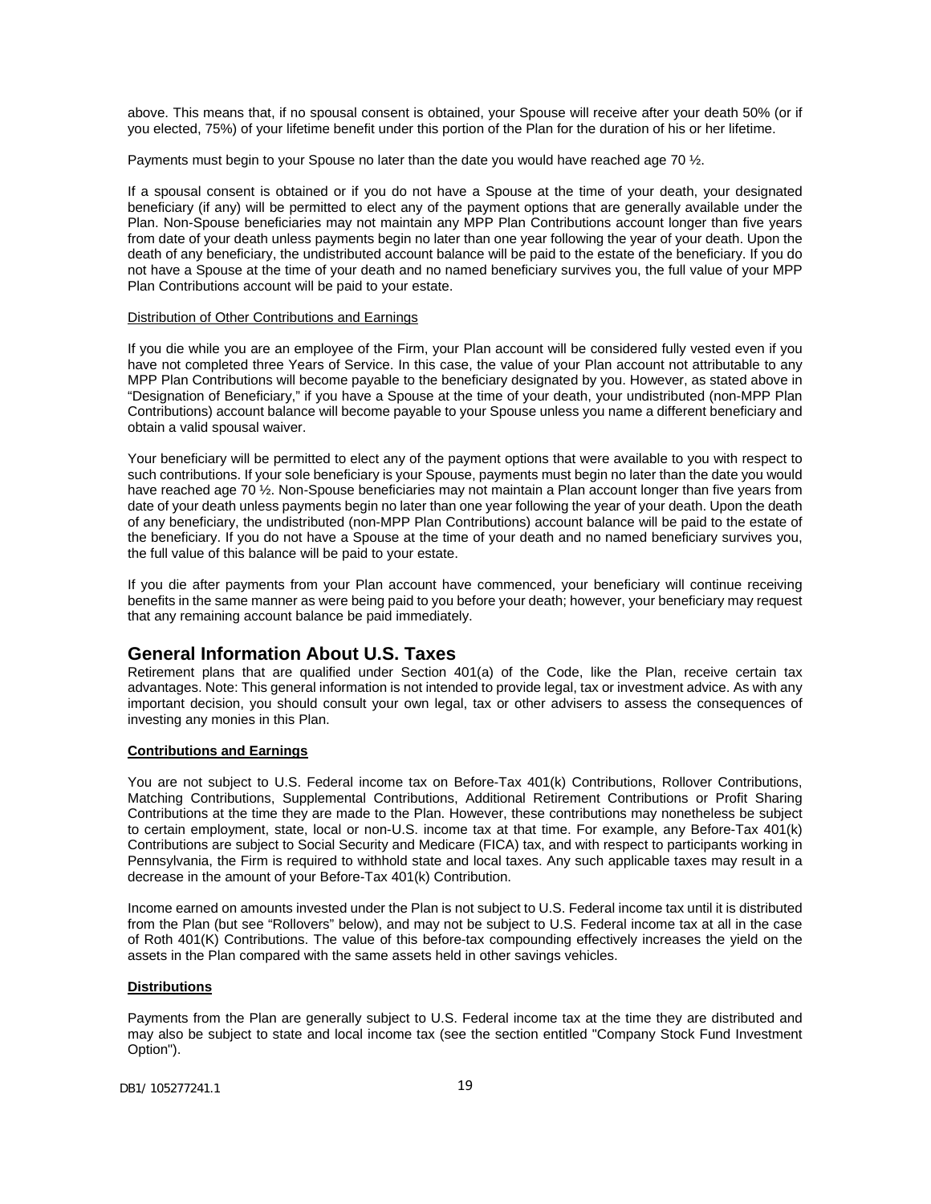above. This means that, if no spousal consent is obtained, your Spouse will receive after your death 50% (or if you elected, 75%) of your lifetime benefit under this portion of the Plan for the duration of his or her lifetime.

Payments must begin to your Spouse no later than the date you would have reached age 70 ½.

If a spousal consent is obtained or if you do not have a Spouse at the time of your death, your designated beneficiary (if any) will be permitted to elect any of the payment options that are generally available under the Plan. Non-Spouse beneficiaries may not maintain any MPP Plan Contributions account longer than five years from date of your death unless payments begin no later than one year following the year of your death. Upon the death of any beneficiary, the undistributed account balance will be paid to the estate of the beneficiary. If you do not have a Spouse at the time of your death and no named beneficiary survives you, the full value of your MPP Plan Contributions account will be paid to your estate.

Distribution of Other Contributions and Earnings

If you die while you are an employee of the Firm, your Plan account will be considered fully vested even if you have not completed three Years of Service. In this case, the value of your Plan account not attributable to any MPP Plan Contributions will become payable to the beneficiary designated by you. However, as stated above in “Designation of Beneficiary,” if you have a Spouse at the time of your death, your undistributed (non-MPP Plan Contributions) account balance will become payable to your Spouse unless you name a different beneficiary and obtain a valid spousal waiver.

Your beneficiary will be permitted to elect any of the payment options that were available to you with respect to such contributions. If your sole beneficiary is your Spouse, payments must begin no later than the date you would have reached age 70 ½. Non-Spouse beneficiaries may not maintain a Plan account longer than five years from date of your death unless payments begin no later than one year following the year of your death. Upon the death of any beneficiary, the undistributed (non-MPP Plan Contributions) account balance will be paid to the estate of the beneficiary. If you do not have a Spouse at the time of your death and no named beneficiary survives you, the full value of this balance will be paid to your estate.

If you die after payments from your Plan account have commenced, your beneficiary will continue receiving benefits in the same manner as were being paid to you before your death; however, your beneficiary may request that any remaining account balance be paid immediately.

## General Information About U.S. Taxes

Retirement plans that are qualified under Section 401(a) of the Code, like the Plan, receive certain tax advantages. Note: This general information is not intended to provide legal, tax or investment advice. As with any important decision, you should consult your own legal, tax or other advisers to assess the consequences of investing any monies in this Plan.

**Contributions and Earnings**

You are not subject to U.S. Federal income tax on Before-Tax 401(k) Contributions, Rollover Contributions, Matching Contributions, Supplemental Contributions, Additional Retirement Contributions or Profit Sharing Contributions at the time they are made to the Plan. However, these contributions may nonetheless be subject to certain employment, state, local or non-U.S. income tax at that time. For example, any Before-Tax 401(k) Contributions are subject to Social Security and Medicare (FICA) tax, and with respect to participants working in Pennsylvania, the Firm is required to withhold state and local taxes. Any such applicable taxes may result in a decrease in the amount of your Before-Tax 401(k) Contribution.

Income earned on amounts invested under the Plan is not subject to U.S. Federal income tax until it is distributed from the Plan (but see “Rollovers” below), and may not be subject to U.S. Federal income tax at all in the case of Roth 401(K) Contributions. The value of this before-tax compounding effectively increases the yield on the assets in the Plan compared with the same assets held in other savings vehicles.

**Distributions**

Payments from the Plan are generally subject to U.S. Federal income tax at the time they are distributed and may also be subject to state and local income tax (see the section entitled "Company Stock Fund Investment Option").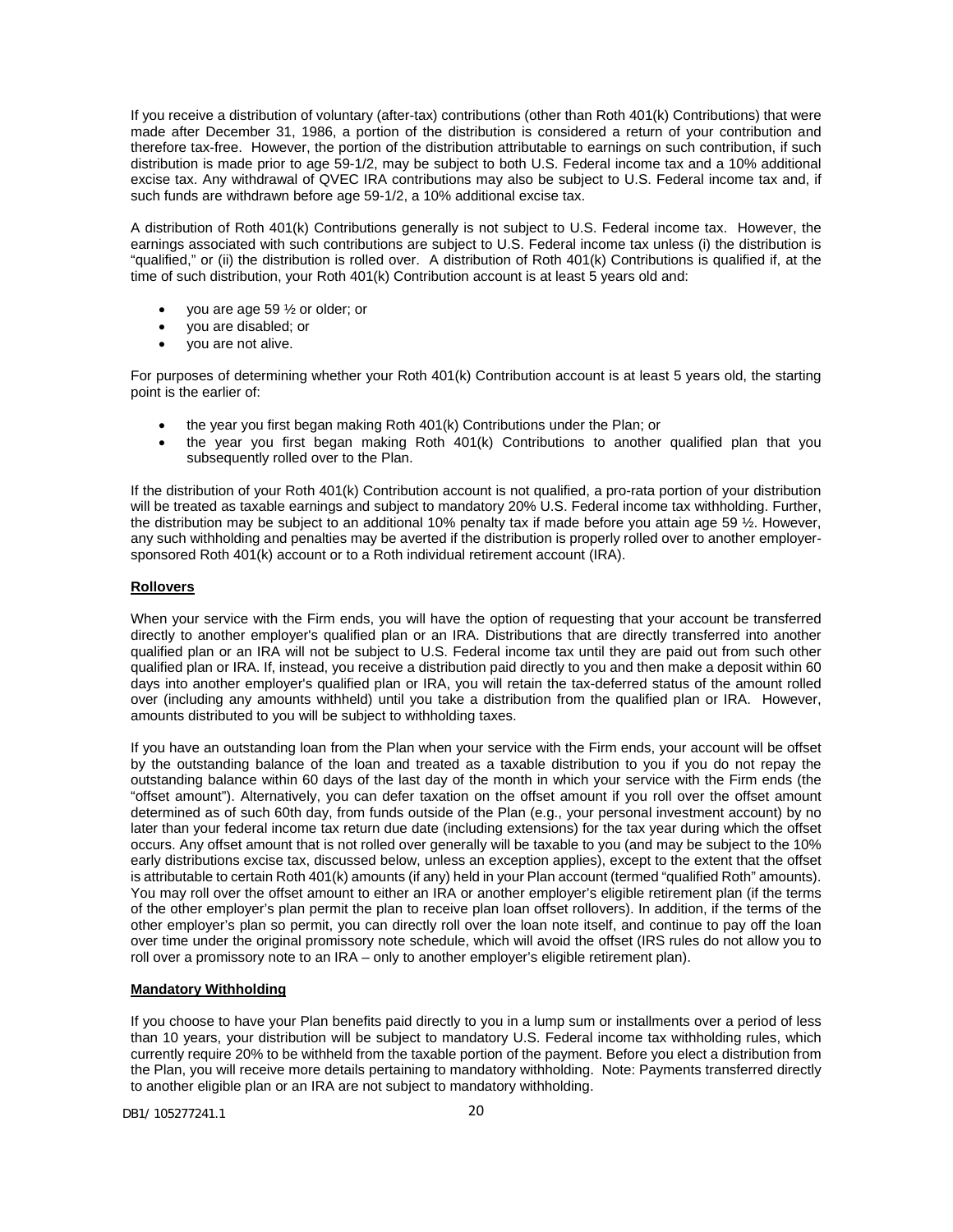If you receive a distribution of voluntary (after-tax) contributions (other than Roth 401(k) Contributions) that were made after December 31, 1986, a portion of the distribution is considered a return of your contribution and therefore tax-free. However, the portion of the distribution attributable to earnings on such contribution, if such distribution is made prior to age 59-1/2, may be subject to both U.S. Federal income tax and a 10% additional excise tax. Any withdrawal of QVEC IRA contributions may also be subject to U.S. Federal income tax and, if such funds are withdrawn before age 59-1/2, a 10% additional excise tax.

A distribution of Roth 401(k) Contributions generally is not subject to U.S. Federal income tax. However, the earnings associated with such contributions are subject to U.S. Federal income tax unless (i) the distribution is "qualified," or (ii) the distribution is rolled over. A distribution of Roth 401(k) Contributions is qualified if, at the time of such distribution, your Roth 401(k) Contribution account is at least 5 years old and:

- you are age 59 ½ or older; or
- you are disabled; or
- you are not alive.

For purposes of determining whether your Roth 401(k) Contribution account is at least 5 years old, the starting point is the earlier of:

- the year you first began making Roth 401(k) Contributions under the Plan; or
- the year you first began making Roth 401(k) Contributions to another qualified plan that you subsequently rolled over to the Plan.

If the distribution of your Roth 401(k) Contribution account is not qualified, a pro-rata portion of your distribution will be treated as taxable earnings and subject to mandatory 20% U.S. Federal income tax withholding. Further, the distribution may be subject to an additional 10% penalty tax if made before you attain age 59 ½. However, any such withholding and penalties may be averted if the distribution is properly rolled over to another employer-sponsored Roth 401(k) account or to a Roth individual retirement account (IRA).

**Rollovers**

When your service with the Firm ends, you will have the option of requesting that your account be transferred directly to another employer's qualified plan or an IRA. Distributions that are directly transferred into another qualified plan or an IRA will not be subject to U.S. Federal income tax until they are paid out from such other qualified plan or IRA. If, instead, you receive a distribution paid directly to you and then make a deposit within 60 days into another employer's qualified plan or IRA, you will retain the tax-deferred status of the amount rolled over (including any amounts withheld) until you take a distribution from the qualified plan or IRA. However, amounts distributed to you will be subject to withholding taxes.

If you have an outstanding loan from the Plan when your service with the Firm ends, your account will be offset by the outstanding balance of the loan and treated as a taxable distribution to you if you do not repay the outstanding balance within 60 days of the last day of the month in which your service with the Firm ends (the "offset amount"). Alternatively, you can defer taxation on the offset amount if you roll over the offset amount determined as of such 60th day, from funds outside of the Plan (e.g., your personal investment account) by no later than your federal income tax return due date (including extensions) for the tax year during which the offset occurs. Any offset amount that is not rolled over generally will be taxable to you (and may be subject to the 10% early distributions excise tax, discussed below, unless an exception applies), except to the extent that the offset is attributable to certain Roth 401(k) amounts (if any) held in your Plan account (termed "qualified Roth" amounts). You may roll over the offset amount to either an IRA or another employer's eligible retirement plan (if the terms of the other employer's plan permit the plan to receive plan loan offset rollovers). In addition, if the terms of the other employer's plan so permit, you can directly roll over the loan note itself, and continue to pay off the loan over time under the original promissory note schedule, which will avoid the offset (IRS rules do not allow you to roll over a promissory note to an IRA – only to another employer's eligible retirement plan).

**Mandatory Withholding**

If you choose to have your Plan benefits paid directly to you in a lump sum or installments over a period of less than 10 years, your distribution will be subject to mandatory U.S. Federal income tax withholding rules, which currently require 20% to be withheld from the taxable portion of the payment. Before you elect a distribution from the Plan, you will receive more details pertaining to mandatory withholding. Note: Payments transferred directly to another eligible plan or an IRA are not subject to mandatory withholding.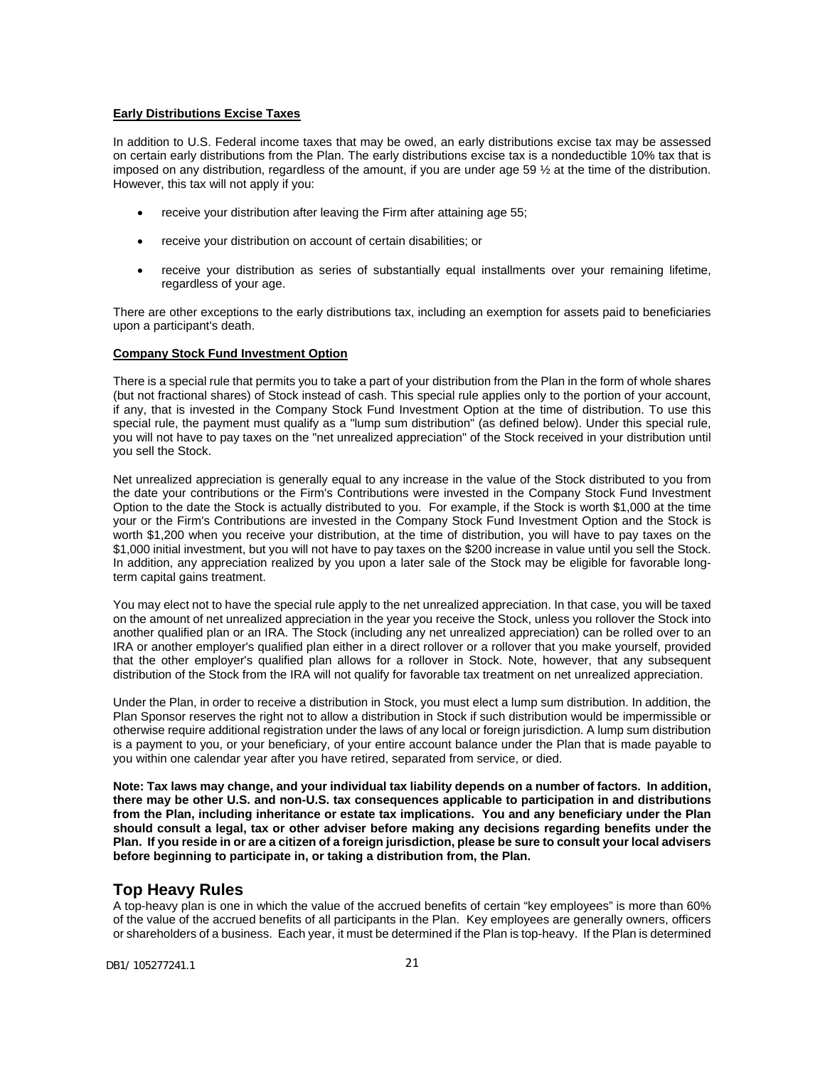**Early Distributions Excise Taxes**

In addition to U.S. Federal income taxes that may be owed, an early distributions excise tax may be assessed on certain early distributions from the Plan. The early distributions excise tax is a nondeductible 10% tax that is imposed on any distribution, regardless of the amount, if you are under age 59 ½ at the time of the distribution. However, this tax will not apply if you:

- receive your distribution after leaving the Firm after attaining age 55;
- receive your distribution on account of certain disabilities; or
- receive your distribution as series of substantially equal installments over your remaining lifetime, regardless of your age.

There are other exceptions to the early distributions tax, including an exemption for assets paid to beneficiaries upon a participant's death.

**Company Stock Fund Investment Option**

There is a special rule that permits you to take a part of your distribution from the Plan in the form of whole shares (but not fractional shares) of Stock instead of cash. This special rule applies only to the portion of your account, if any, that is invested in the Company Stock Fund Investment Option at the time of distribution. To use this special rule, the payment must qualify as a "lump sum distribution" (as defined below). Under this special rule, you will not have to pay taxes on the "net unrealized appreciation" of the Stock received in your distribution until you sell the Stock.

Net unrealized appreciation is generally equal to any increase in the value of the Stock distributed to you from the date your contributions or the Firm's Contributions were invested in the Company Stock Fund Investment Option to the date the Stock is actually distributed to you. For example, if the Stock is worth $1,000 at the time your or the Firm's Contributions are invested in the Company Stock Fund Investment Option and the Stock is worth $1,200 when you receive your distribution, at the time of distribution, you will have to pay taxes on the $1,000 initial investment, but you will not have to pay taxes on the $200 increase in value until you sell the Stock. In addition, any appreciation realized by you upon a later sale of the Stock may be eligible for favorable long-term capital gains treatment.

You may elect not to have the special rule apply to the net unrealized appreciation. In that case, you will be taxed on the amount of net unrealized appreciation in the year you receive the Stock, unless you rollover the Stock into another qualified plan or an IRA. The Stock (including any net unrealized appreciation) can be rolled over to an IRA or another employer's qualified plan either in a direct rollover or a rollover that you make yourself, provided that the other employer's qualified plan allows for a rollover in Stock. Note, however, that any subsequent distribution of the Stock from the IRA will not qualify for favorable tax treatment on net unrealized appreciation.

Under the Plan, in order to receive a distribution in Stock, you must elect a lump sum distribution. In addition, the Plan Sponsor reserves the right not to allow a distribution in Stock if such distribution would be impermissible or otherwise require additional registration under the laws of any local or foreign jurisdiction. A lump sum distribution is a payment to you, or your beneficiary, of your entire account balance under the Plan that is made payable to you within one calendar year after you have retired, separated from service, or died.

**Note: Tax laws may change, and your individual tax liability depends on a number of factors. In addition, there may be other U.S. and non-U.S. tax consequences applicable to participation in and distributions from the Plan, including inheritance or estate tax implications. You and any beneficiary under the Plan should consult a legal, tax or other adviser before making any decisions regarding benefits under the Plan. If you reside in or are a citizen of a foreign jurisdiction, please be sure to consult your local advisers before beginning to participate in, or taking a distribution from, the Plan.**

## Top Heavy Rules

A top-heavy plan is one in which the value of the accrued benefits of certain "key employees" is more than 60% of the value of the accrued benefits of all participants in the Plan. Key employees are generally owners, officers or shareholders of a business. Each year, it must be determined if the Plan is top-heavy. If the Plan is determined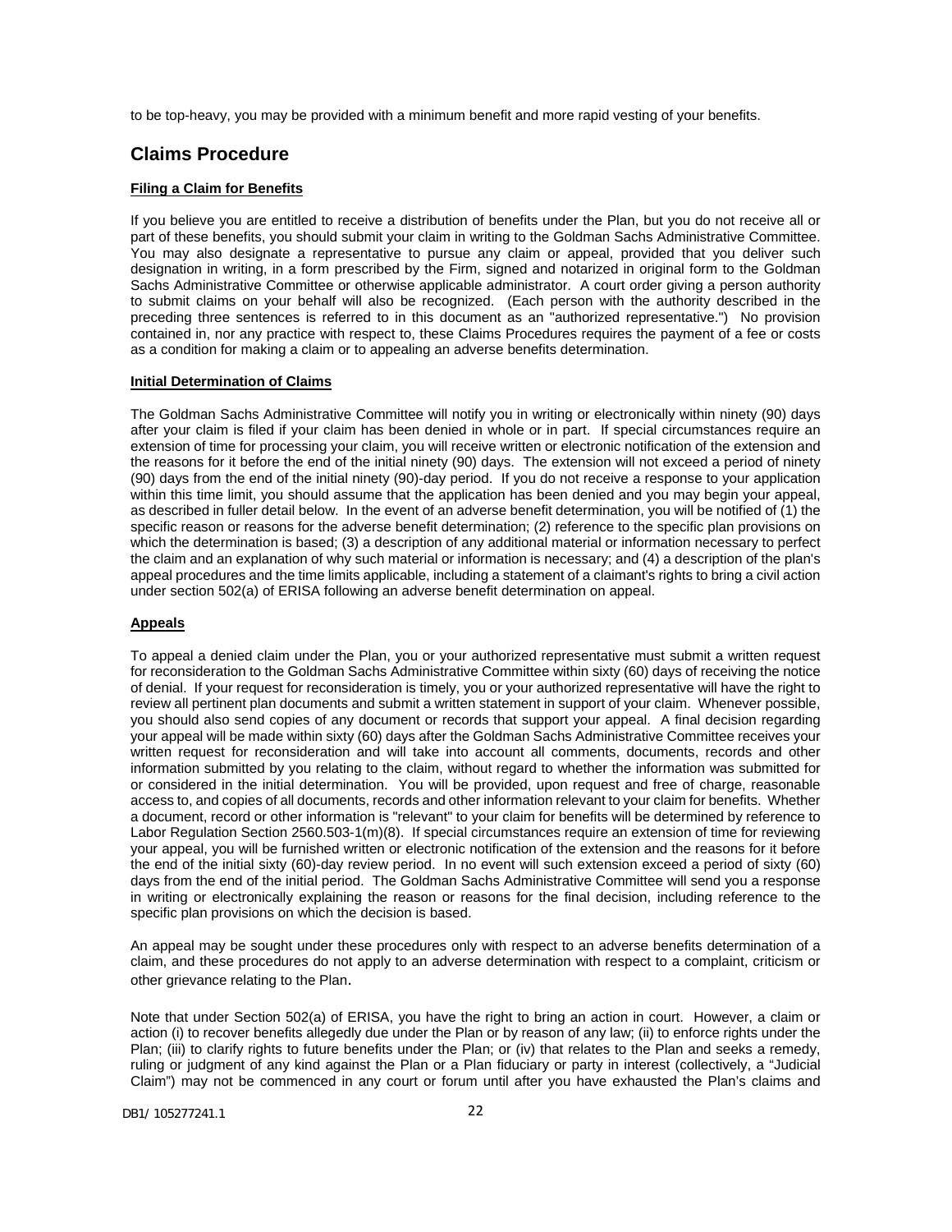to be top-heavy, you may be provided with a minimum benefit and more rapid vesting of your benefits.

## Claims Procedure

**Filing a Claim for Benefits**

If you believe you are entitled to receive a distribution of benefits under the Plan, but you do not receive all or part of these benefits, you should submit your claim in writing to the Goldman Sachs Administrative Committee. You may also designate a representative to pursue any claim or appeal, provided that you deliver such designation in writing, in a form prescribed by the Firm, signed and notarized in original form to the Goldman Sachs Administrative Committee or otherwise applicable administrator. A court order giving a person authority to submit claims on your behalf will also be recognized. (Each person with the authority described in the preceding three sentences is referred to in this document as an "authorized representative.") No provision contained in, nor any practice with respect to, these Claims Procedures requires the payment of a fee or costs as a condition for making a claim or to appealing an adverse benefits determination.

**Initial Determination of Claims**

The Goldman Sachs Administrative Committee will notify you in writing or electronically within ninety (90) days after your claim is filed if your claim has been denied in whole or in part. If special circumstances require an extension of time for processing your claim, you will receive written or electronic notification of the extension and the reasons for it before the end of the initial ninety (90) days. The extension will not exceed a period of ninety (90) days from the end of the initial ninety (90)-day period. If you do not receive a response to your application within this time limit, you should assume that the application has been denied and you may begin your appeal, as described in fuller detail below. In the event of an adverse benefit determination, you will be notified of (1) the specific reason or reasons for the adverse benefit determination; (2) reference to the specific plan provisions on which the determination is based; (3) a description of any additional material or information necessary to perfect the claim and an explanation of why such material or information is necessary; and (4) a description of the plan's appeal procedures and the time limits applicable, including a statement of a claimant's rights to bring a civil action under section 502(a) of ERISA following an adverse benefit determination on appeal.

**Appeals**

To appeal a denied claim under the Plan, you or your authorized representative must submit a written request for reconsideration to the Goldman Sachs Administrative Committee within sixty (60) days of receiving the notice of denial. If your request for reconsideration is timely, you or your authorized representative will have the right to review all pertinent plan documents and submit a written statement in support of your claim. Whenever possible, you should also send copies of any document or records that support your appeal. A final decision regarding your appeal will be made within sixty (60) days after the Goldman Sachs Administrative Committee receives your written request for reconsideration and will take into account all comments, documents, records and other information submitted by you relating to the claim, without regard to whether the information was submitted for or considered in the initial determination. You will be provided, upon request and free of charge, reasonable access to, and copies of all documents, records and other information relevant to your claim for benefits. Whether a document, record or other information is "relevant" to your claim for benefits will be determined by reference to Labor Regulation Section 2560.503-1(m)(8). If special circumstances require an extension of time for reviewing your appeal, you will be furnished written or electronic notification of the extension and the reasons for it before the end of the initial sixty (60)-day review period. In no event will such extension exceed a period of sixty (60) days from the end of the initial period. The Goldman Sachs Administrative Committee will send you a response in writing or electronically explaining the reason or reasons for the final decision, including reference to the specific plan provisions on which the decision is based.

An appeal may be sought under these procedures only with respect to an adverse benefits determination of a claim, and these procedures do not apply to an adverse determination with respect to a complaint, criticism or other grievance relating to the Plan.

Note that under Section 502(a) of ERISA, you have the right to bring an action in court. However, a claim or action (i) to recover benefits allegedly due under the Plan or by reason of any law; (ii) to enforce rights under the Plan; (iii) to clarify rights to future benefits under the Plan; or (iv) that relates to the Plan and seeks a remedy, ruling or judgment of any kind against the Plan or a Plan fiduciary or party in interest (collectively, a "Judicial Claim") may not be commenced in any court or forum until after you have exhausted the Plan's claims and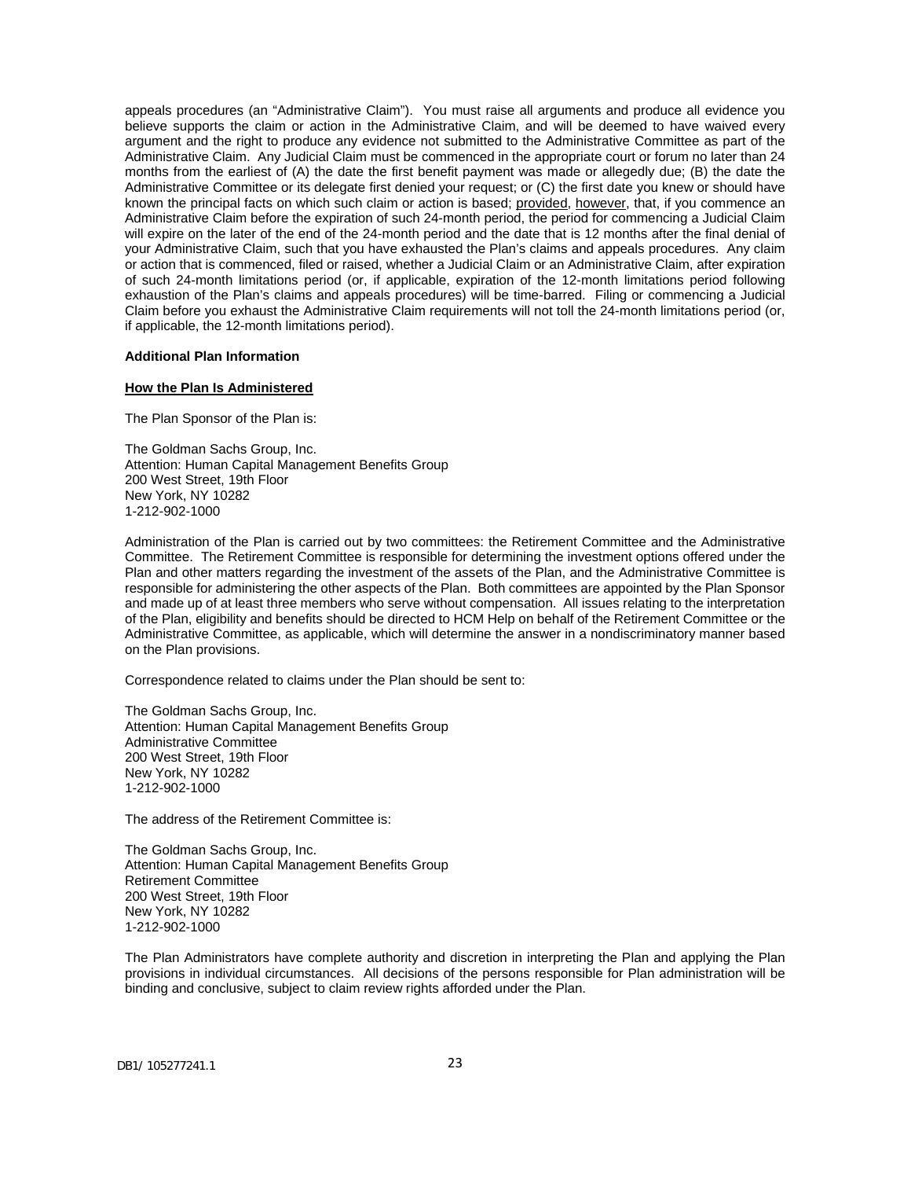appeals procedures (an "Administrative Claim"). You must raise all arguments and produce all evidence you believe supports the claim or action in the Administrative Claim, and will be deemed to have waived every argument and the right to produce any evidence not submitted to the Administrative Committee as part of the Administrative Claim. Any Judicial Claim must be commenced in the appropriate court or forum no later than 24 months from the earliest of (A) the date the first benefit payment was made or allegedly due; (B) the date the Administrative Committee or its delegate first denied your request; or (C) the first date you knew or should have known the principal facts on which such claim or action is based; provided, however, that, if you commence an Administrative Claim before the expiration of such 24-month period, the period for commencing a Judicial Claim will expire on the later of the end of the 24-month period and the date that is 12 months after the final denial of your Administrative Claim, such that you have exhausted the Plan's claims and appeals procedures. Any claim or action that is commenced, filed or raised, whether a Judicial Claim or an Administrative Claim, after expiration of such 24-month limitations period (or, if applicable, expiration of the 12-month limitations period following exhaustion of the Plan's claims and appeals procedures) will be time-barred. Filing or commencing a Judicial Claim before you exhaust the Administrative Claim requirements will not toll the 24-month limitations period (or, if applicable, the 12-month limitations period).

**Additional Plan Information**

**How the Plan Is Administered**

The Plan Sponsor of the Plan is:

The Goldman Sachs Group, Inc.
Attention: Human Capital Management Benefits Group
200 West Street, 19th Floor
New York, NY 10282
1-212-902-1000

Administration of the Plan is carried out by two committees: the Retirement Committee and the Administrative Committee. The Retirement Committee is responsible for determining the investment options offered under the Plan and other matters regarding the investment of the assets of the Plan, and the Administrative Committee is responsible for administering the other aspects of the Plan. Both committees are appointed by the Plan Sponsor and made up of at least three members who serve without compensation. All issues relating to the interpretation of the Plan, eligibility and benefits should be directed to HCM Help on behalf of the Retirement Committee or the Administrative Committee, as applicable, which will determine the answer in a nondiscriminatory manner based on the Plan provisions.

Correspondence related to claims under the Plan should be sent to:

The Goldman Sachs Group, Inc.
Attention: Human Capital Management Benefits Group
Administrative Committee
200 West Street, 19th Floor
New York, NY 10282
1-212-902-1000

The address of the Retirement Committee is:

The Goldman Sachs Group, Inc.
Attention: Human Capital Management Benefits Group
Retirement Committee
200 West Street, 19th Floor
New York, NY 10282
1-212-902-1000

The Plan Administrators have complete authority and discretion in interpreting the Plan and applying the Plan provisions in individual circumstances. All decisions of the persons responsible for Plan administration will be binding and conclusive, subject to claim review rights afforded under the Plan.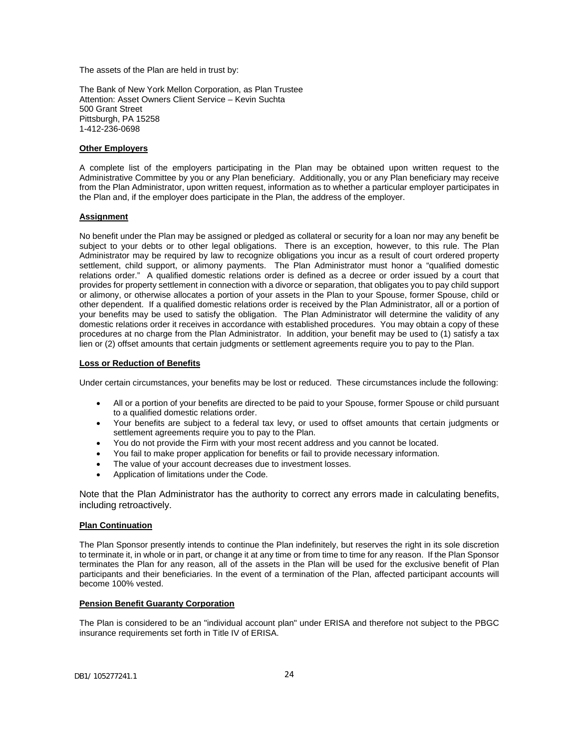The assets of the Plan are held in trust by:

The Bank of New York Mellon Corporation, as Plan Trustee
Attention: Asset Owners Client Service – Kevin Suchta
500 Grant Street
Pittsburgh, PA 15258
1-412-236-0698

**Other Employers**

A complete list of the employers participating in the Plan may be obtained upon written request to the Administrative Committee by you or any Plan beneficiary. Additionally, you or any Plan beneficiary may receive from the Plan Administrator, upon written request, information as to whether a particular employer participates in the Plan and, if the employer does participate in the Plan, the address of the employer.

**Assignment**

No benefit under the Plan may be assigned or pledged as collateral or security for a loan nor may any benefit be subject to your debts or to other legal obligations. There is an exception, however, to this rule. The Plan Administrator may be required by law to recognize obligations you incur as a result of court ordered property settlement, child support, or alimony payments. The Plan Administrator must honor a "qualified domestic relations order." A qualified domestic relations order is defined as a decree or order issued by a court that provides for property settlement in connection with a divorce or separation, that obligates you to pay child support or alimony, or otherwise allocates a portion of your assets in the Plan to your Spouse, former Spouse, child or other dependent. If a qualified domestic relations order is received by the Plan Administrator, all or a portion of your benefits may be used to satisfy the obligation. The Plan Administrator will determine the validity of any domestic relations order it receives in accordance with established procedures. You may obtain a copy of these procedures at no charge from the Plan Administrator. In addition, your benefit may be used to (1) satisfy a tax lien or (2) offset amounts that certain judgments or settlement agreements require you to pay to the Plan.

**Loss or Reduction of Benefits**

Under certain circumstances, your benefits may be lost or reduced. These circumstances include the following:

- All or a portion of your benefits are directed to be paid to your Spouse, former Spouse or child pursuant to a qualified domestic relations order.
- Your benefits are subject to a federal tax levy, or used to offset amounts that certain judgments or settlement agreements require you to pay to the Plan.
- You do not provide the Firm with your most recent address and you cannot be located.
- You fail to make proper application for benefits or fail to provide necessary information.
- The value of your account decreases due to investment losses.
- Application of limitations under the Code.

Note that the Plan Administrator has the authority to correct any errors made in calculating benefits, including retroactively.

**Plan Continuation**

The Plan Sponsor presently intends to continue the Plan indefinitely, but reserves the right in its sole discretion to terminate it, in whole or in part, or change it at any time or from time to time for any reason. If the Plan Sponsor terminates the Plan for any reason, all of the assets in the Plan will be used for the exclusive benefit of Plan participants and their beneficiaries. In the event of a termination of the Plan, affected participant accounts will become 100% vested.

**Pension Benefit Guaranty Corporation**

The Plan is considered to be an "individual account plan" under ERISA and therefore not subject to the PBGC insurance requirements set forth in Title IV of ERISA.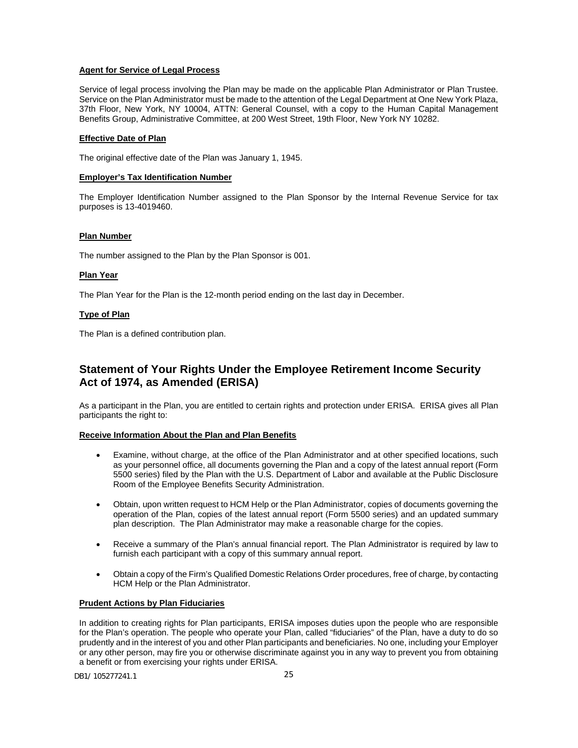**Agent for Service of Legal Process**

Service of legal process involving the Plan may be made on the applicable Plan Administrator or Plan Trustee. Service on the Plan Administrator must be made to the attention of the Legal Department at One New York Plaza, 37th Floor, New York, NY 10004, ATTN: General Counsel, with a copy to the Human Capital Management Benefits Group, Administrative Committee, at 200 West Street, 19th Floor, New York NY 10282.

**Effective Date of Plan**

The original effective date of the Plan was January 1, 1945.

**Employer's Tax Identification Number**

The Employer Identification Number assigned to the Plan Sponsor by the Internal Revenue Service for tax purposes is 13-4019460.

**Plan Number**

The number assigned to the Plan by the Plan Sponsor is 001.

**Plan Year**

The Plan Year for the Plan is the 12-month period ending on the last day in December.

**Type of Plan**

The Plan is a defined contribution plan.

## Statement of Your Rights Under the Employee Retirement Income Security Act of 1974, as Amended (ERISA)

As a participant in the Plan, you are entitled to certain rights and protection under ERISA. ERISA gives all Plan participants the right to:

**Receive Information About the Plan and Plan Benefits**

- Examine, without charge, at the office of the Plan Administrator and at other specified locations, such as your personnel office, all documents governing the Plan and a copy of the latest annual report (Form 5500 series) filed by the Plan with the U.S. Department of Labor and available at the Public Disclosure Room of the Employee Benefits Security Administration.
- Obtain, upon written request to HCM Help or the Plan Administrator, copies of documents governing the operation of the Plan, copies of the latest annual report (Form 5500 series) and an updated summary plan description. The Plan Administrator may make a reasonable charge for the copies.
- Receive a summary of the Plan's annual financial report. The Plan Administrator is required by law to furnish each participant with a copy of this summary annual report.
- Obtain a copy of the Firm's Qualified Domestic Relations Order procedures, free of charge, by contacting HCM Help or the Plan Administrator.

**Prudent Actions by Plan Fiduciaries**

In addition to creating rights for Plan participants, ERISA imposes duties upon the people who are responsible for the Plan's operation. The people who operate your Plan, called "fiduciaries" of the Plan, have a duty to do so prudently and in the interest of you and other Plan participants and beneficiaries. No one, including your Employer or any other person, may fire you or otherwise discriminate against you in any way to prevent you from obtaining a benefit or from exercising your rights under ERISA.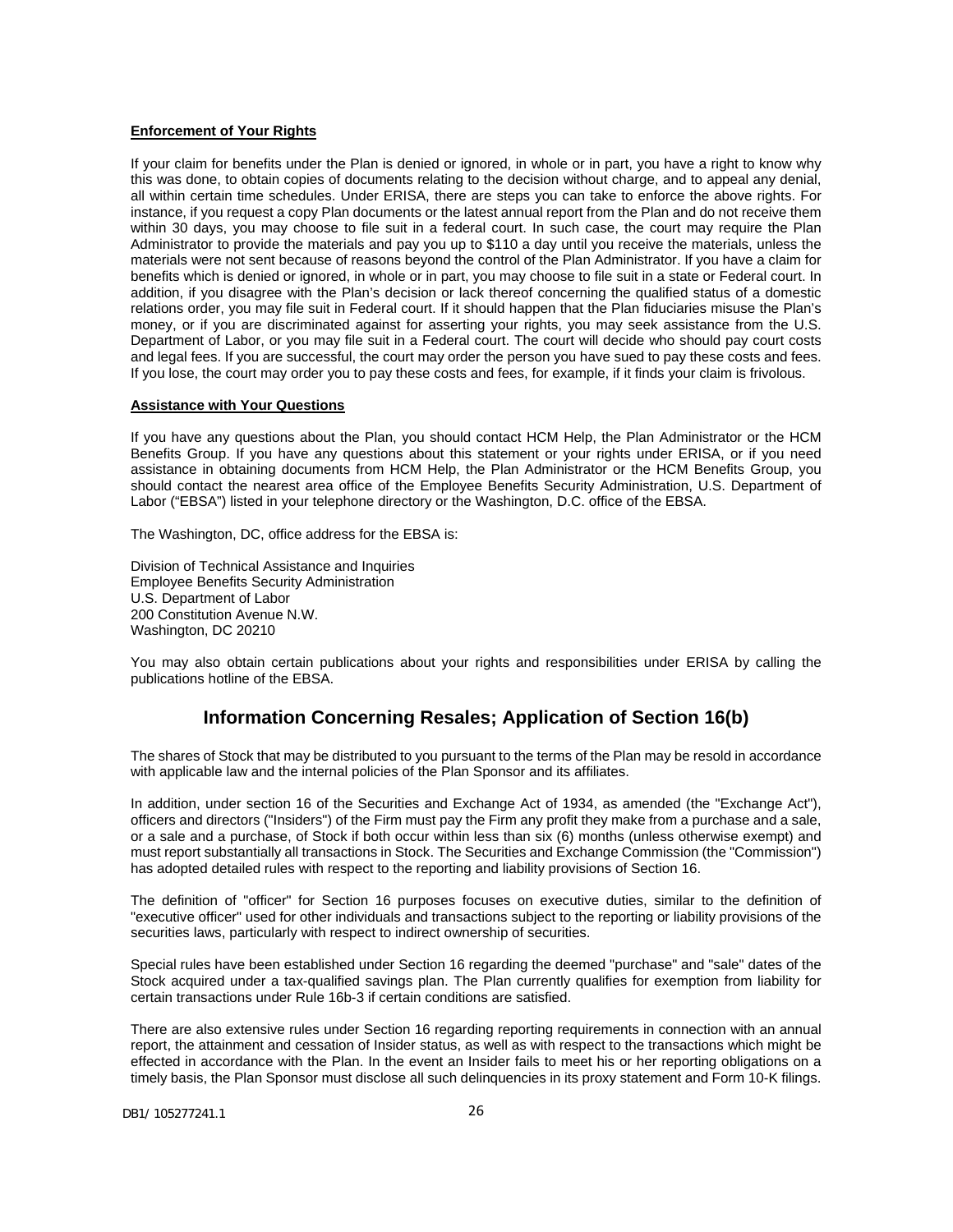**Enforcement of Your Rights**

If your claim for benefits under the Plan is denied or ignored, in whole or in part, you have a right to know why this was done, to obtain copies of documents relating to the decision without charge, and to appeal any denial, all within certain time schedules. Under ERISA, there are steps you can take to enforce the above rights. For instance, if you request a copy Plan documents or the latest annual report from the Plan and do not receive them within 30 days, you may choose to file suit in a federal court. In such case, the court may require the Plan Administrator to provide the materials and pay you up to $110 a day until you receive the materials, unless the materials were not sent because of reasons beyond the control of the Plan Administrator. If you have a claim for benefits which is denied or ignored, in whole or in part, you may choose to file suit in a state or Federal court. In addition, if you disagree with the Plan's decision or lack thereof concerning the qualified status of a domestic relations order, you may file suit in Federal court. If it should happen that the Plan fiduciaries misuse the Plan's money, or if you are discriminated against for asserting your rights, you may seek assistance from the U.S. Department of Labor, or you may file suit in a Federal court. The court will decide who should pay court costs and legal fees. If you are successful, the court may order the person you have sued to pay these costs and fees. If you lose, the court may order you to pay these costs and fees, for example, if it finds your claim is frivolous.

**Assistance with Your Questions**

If you have any questions about the Plan, you should contact HCM Help, the Plan Administrator or the HCM Benefits Group. If you have any questions about this statement or your rights under ERISA, or if you need assistance in obtaining documents from HCM Help, the Plan Administrator or the HCM Benefits Group, you should contact the nearest area office of the Employee Benefits Security Administration, U.S. Department of Labor ("EBSA") listed in your telephone directory or the Washington, D.C. office of the EBSA.

The Washington, DC, office address for the EBSA is:

Division of Technical Assistance and Inquiries
Employee Benefits Security Administration
U.S. Department of Labor
200 Constitution Avenue N.W.
Washington, DC 20210

You may also obtain certain publications about your rights and responsibilities under ERISA by calling the publications hotline of the EBSA.

## Information Concerning Resales; Application of Section 16(b)

The shares of Stock that may be distributed to you pursuant to the terms of the Plan may be resold in accordance with applicable law and the internal policies of the Plan Sponsor and its affiliates.

In addition, under section 16 of the Securities and Exchange Act of 1934, as amended (the "Exchange Act"), officers and directors ("Insiders") of the Firm must pay the Firm any profit they make from a purchase and a sale, or a sale and a purchase, of Stock if both occur within less than six (6) months (unless otherwise exempt) and must report substantially all transactions in Stock. The Securities and Exchange Commission (the "Commission") has adopted detailed rules with respect to the reporting and liability provisions of Section 16.

The definition of "officer" for Section 16 purposes focuses on executive duties, similar to the definition of "executive officer" used for other individuals and transactions subject to the reporting or liability provisions of the securities laws, particularly with respect to indirect ownership of securities.

Special rules have been established under Section 16 regarding the deemed "purchase" and "sale" dates of the Stock acquired under a tax-qualified savings plan. The Plan currently qualifies for exemption from liability for certain transactions under Rule 16b-3 if certain conditions are satisfied.

There are also extensive rules under Section 16 regarding reporting requirements in connection with an annual report, the attainment and cessation of Insider status, as well as with respect to the transactions which might be effected in accordance with the Plan. In the event an Insider fails to meet his or her reporting obligations on a timely basis, the Plan Sponsor must disclose all such delinquencies in its proxy statement and Form 10-K filings.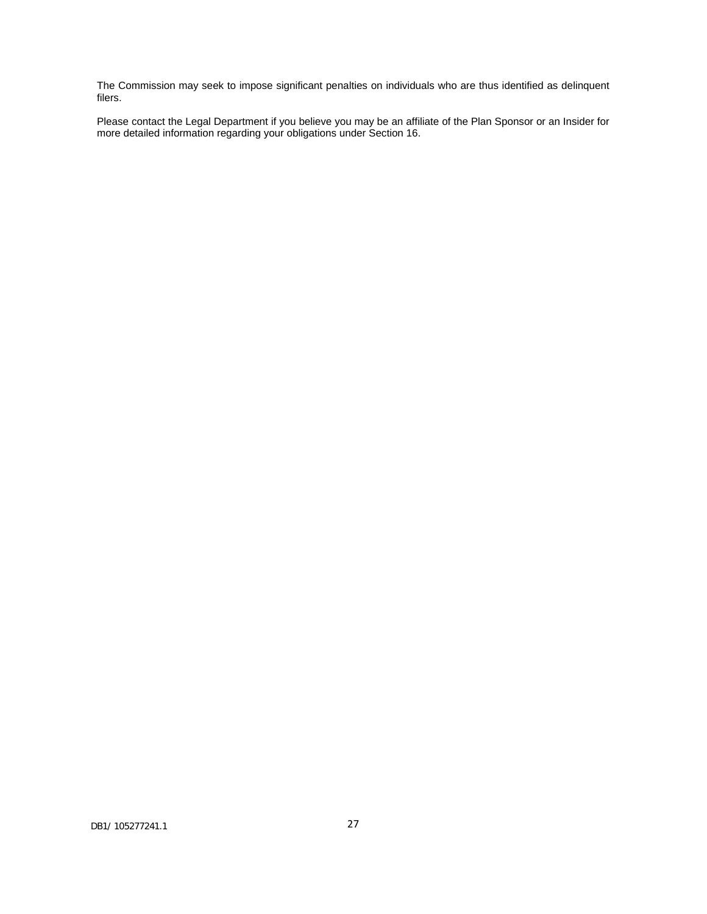The Commission may seek to impose significant penalties on individuals who are thus identified as delinquent filers.

Please contact the Legal Department if you believe you may be an affiliate of the Plan Sponsor or an Insider for more detailed information regarding your obligations under Section 16.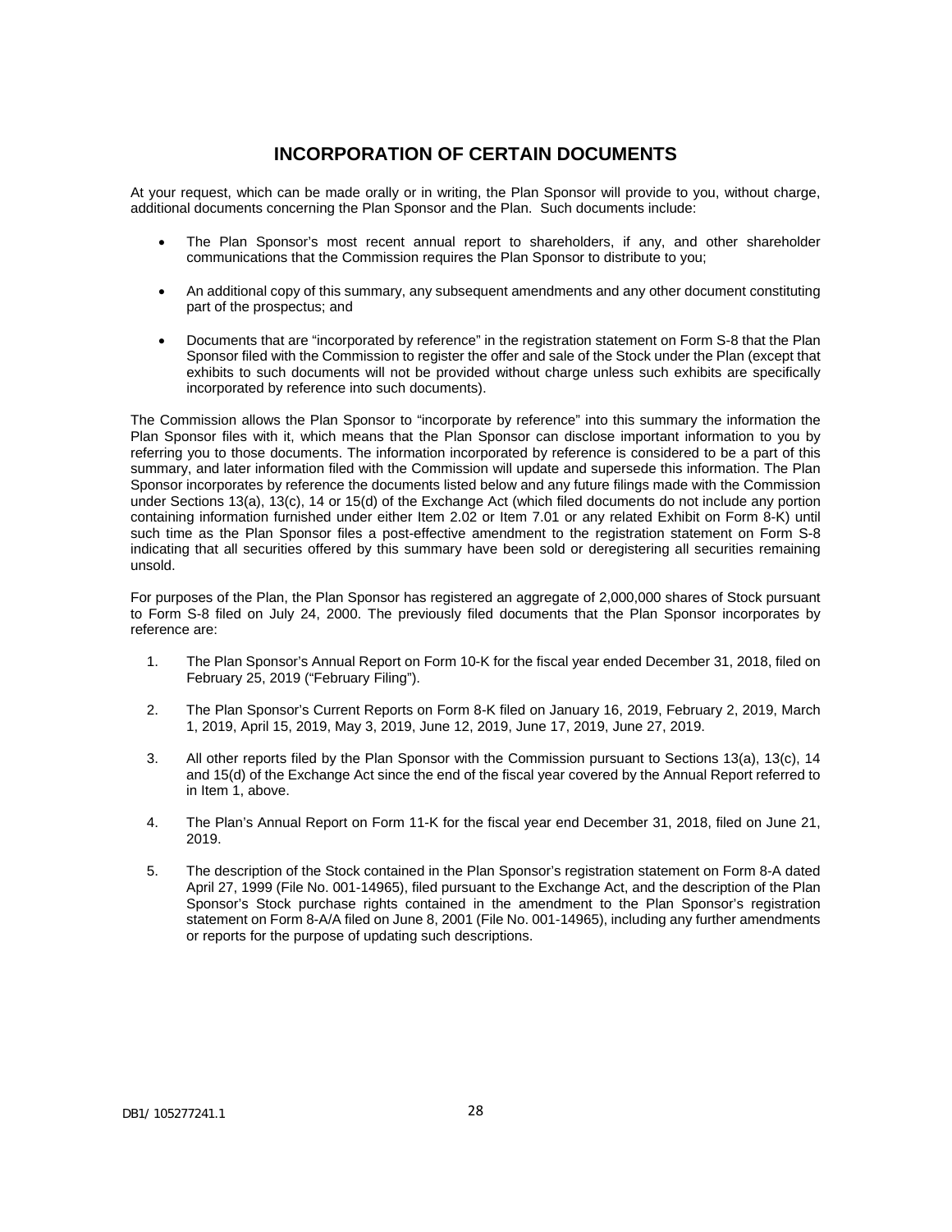# INCORPORATION OF CERTAIN DOCUMENTS

At your request, which can be made orally or in writing, the Plan Sponsor will provide to you, without charge, additional documents concerning the Plan Sponsor and the Plan. Such documents include:

- The Plan Sponsor's most recent annual report to shareholders, if any, and other shareholder communications that the Commission requires the Plan Sponsor to distribute to you;
- An additional copy of this summary, any subsequent amendments and any other document constituting part of the prospectus; and
- Documents that are "incorporated by reference" in the registration statement on Form S-8 that the Plan Sponsor filed with the Commission to register the offer and sale of the Stock under the Plan (except that exhibits to such documents will not be provided without charge unless such exhibits are specifically incorporated by reference into such documents).

The Commission allows the Plan Sponsor to "incorporate by reference" into this summary the information the Plan Sponsor files with it, which means that the Plan Sponsor can disclose important information to you by referring you to those documents. The information incorporated by reference is considered to be a part of this summary, and later information filed with the Commission will update and supersede this information. The Plan Sponsor incorporates by reference the documents listed below and any future filings made with the Commission under Sections 13(a), 13(c), 14 or 15(d) of the Exchange Act (which filed documents do not include any portion containing information furnished under either Item 2.02 or Item 7.01 or any related Exhibit on Form 8-K) until such time as the Plan Sponsor files a post-effective amendment to the registration statement on Form S-8 indicating that all securities offered by this summary have been sold or deregistering all securities remaining unsold.

For purposes of the Plan, the Plan Sponsor has registered an aggregate of 2,000,000 shares of Stock pursuant to Form S-8 filed on July 24, 2000. The previously filed documents that the Plan Sponsor incorporates by reference are:

1. The Plan Sponsor's Annual Report on Form 10-K for the fiscal year ended December 31, 2018, filed on February 25, 2019 ("February Filing").
2. The Plan Sponsor's Current Reports on Form 8-K filed on January 16, 2019, February 2, 2019, March 1, 2019, April 15, 2019, May 3, 2019, June 12, 2019, June 17, 2019, June 27, 2019.
3. All other reports filed by the Plan Sponsor with the Commission pursuant to Sections 13(a), 13(c), 14 and 15(d) of the Exchange Act since the end of the fiscal year covered by the Annual Report referred to in Item 1, above.
4. The Plan's Annual Report on Form 11-K for the fiscal year end December 31, 2018, filed on June 21, 2019.
5. The description of the Stock contained in the Plan Sponsor's registration statement on Form 8-A dated April 27, 1999 (File No. 001-14965), filed pursuant to the Exchange Act, and the description of the Plan Sponsor's Stock purchase rights contained in the amendment to the Plan Sponsor's registration statement on Form 8-A/A filed on June 8, 2001 (File No. 001-14965), including any further amendments or reports for the purpose of updating such descriptions.